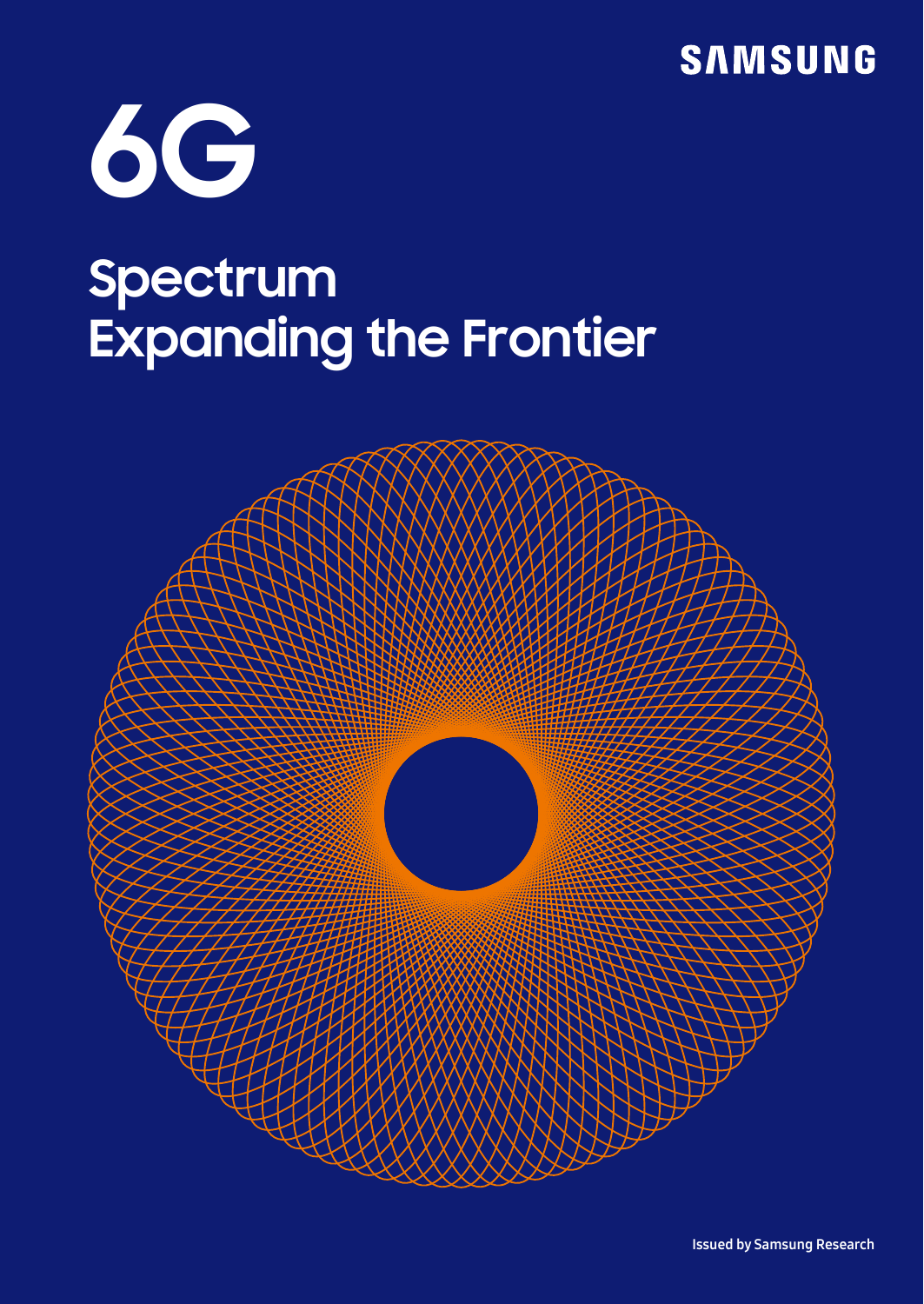SAMSUNG

# 6G

## Spectrum
## Expanding the Frontier

Issued by Samsung Research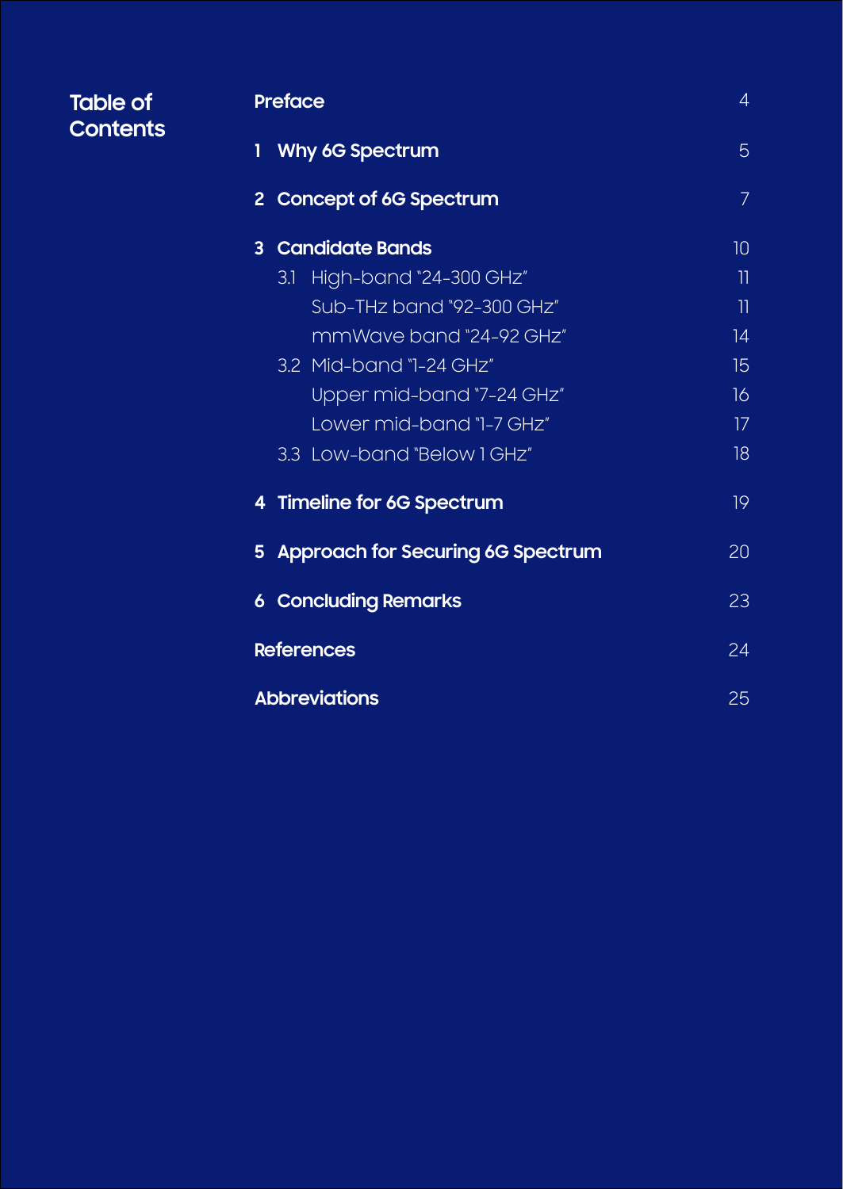# Table of Contents

| | |
|---|---|
| **Preface** | 4 |
| **1 Why 6G Spectrum** | 5 |
| **2 Concept of 6G Spectrum** | 7 |
| **3 Candidate Bands** | 10 |
| 3.1 High-band "24-300 GHz" | 11 |
| Sub-THz band "92-300 GHz" | 11 |
| mmWave band "24-92 GHz" | 14 |
| 3.2 Mid-band "1-24 GHz" | 15 |
| Upper mid-band "7-24 GHz" | 16 |
| Lower mid-band "1-7 GHz" | 17 |
| 3.3 Low-band "Below 1 GHz" | 18 |
| **4 Timeline for 6G Spectrum** | 19 |
| **5 Approach for Securing 6G Spectrum** | 20 |
| **6 Concluding Remarks** | 23 |
| **References** | 24 |
| **Abbreviations** | 25 |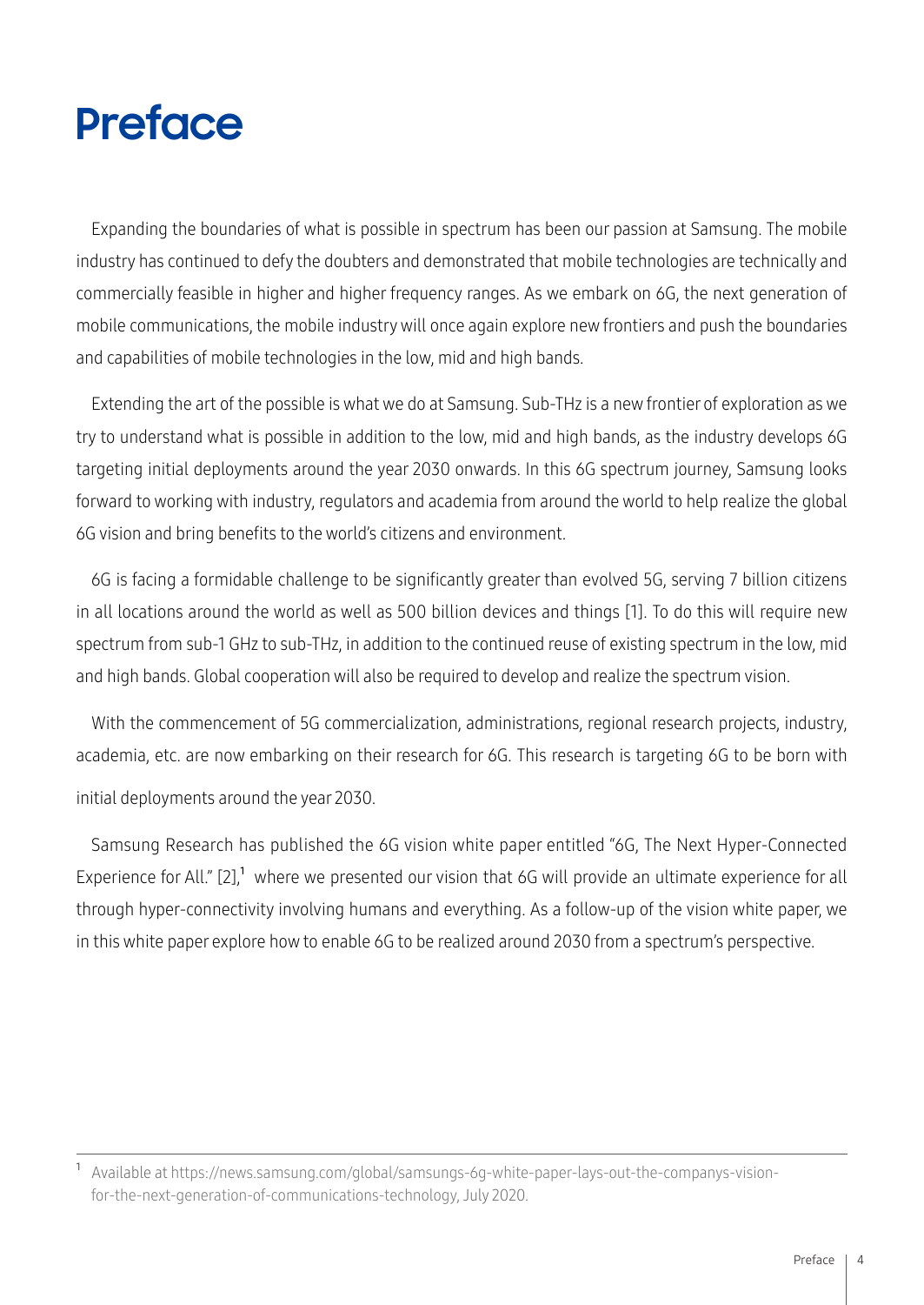# Preface

Expanding the boundaries of what is possible in spectrum has been our passion at Samsung. The mobile industry has continued to defy the doubters and demonstrated that mobile technologies are technically and commercially feasible in higher and higher frequency ranges. As we embark on 6G, the next generation of mobile communications, the mobile industry will once again explore new frontiers and push the boundaries and capabilities of mobile technologies in the low, mid and high bands.

Extending the art of the possible is what we do at Samsung. Sub-THz is a new frontier of exploration as we try to understand what is possible in addition to the low, mid and high bands, as the industry develops 6G targeting initial deployments around the year 2030 onwards. In this 6G spectrum journey, Samsung looks forward to working with industry, regulators and academia from around the world to help realize the global 6G vision and bring benefits to the world's citizens and environment.

6G is facing a formidable challenge to be significantly greater than evolved 5G, serving 7 billion citizens in all locations around the world as well as 500 billion devices and things [1]. To do this will require new spectrum from sub-1 GHz to sub-THz, in addition to the continued reuse of existing spectrum in the low, mid and high bands. Global cooperation will also be required to develop and realize the spectrum vision.

With the commencement of 5G commercialization, administrations, regional research projects, industry, academia, etc. are now embarking on their research for 6G. This research is targeting 6G to be born with initial deployments around the year 2030.

Samsung Research has published the 6G vision white paper entitled "6G, The Next Hyper-Connected Experience for All." [2],[1] where we presented our vision that 6G will provide an ultimate experience for all through hyper-connectivity involving humans and everything. As a follow-up of the vision white paper, we in this white paper explore how to enable 6G to be realized around 2030 from a spectrum's perspective.

---

[1] Available at https://news.samsung.com/global/samsungs-6g-white-paper-lays-out-the-companys-vision-for-the-next-generation-of-communications-technology, July 2020.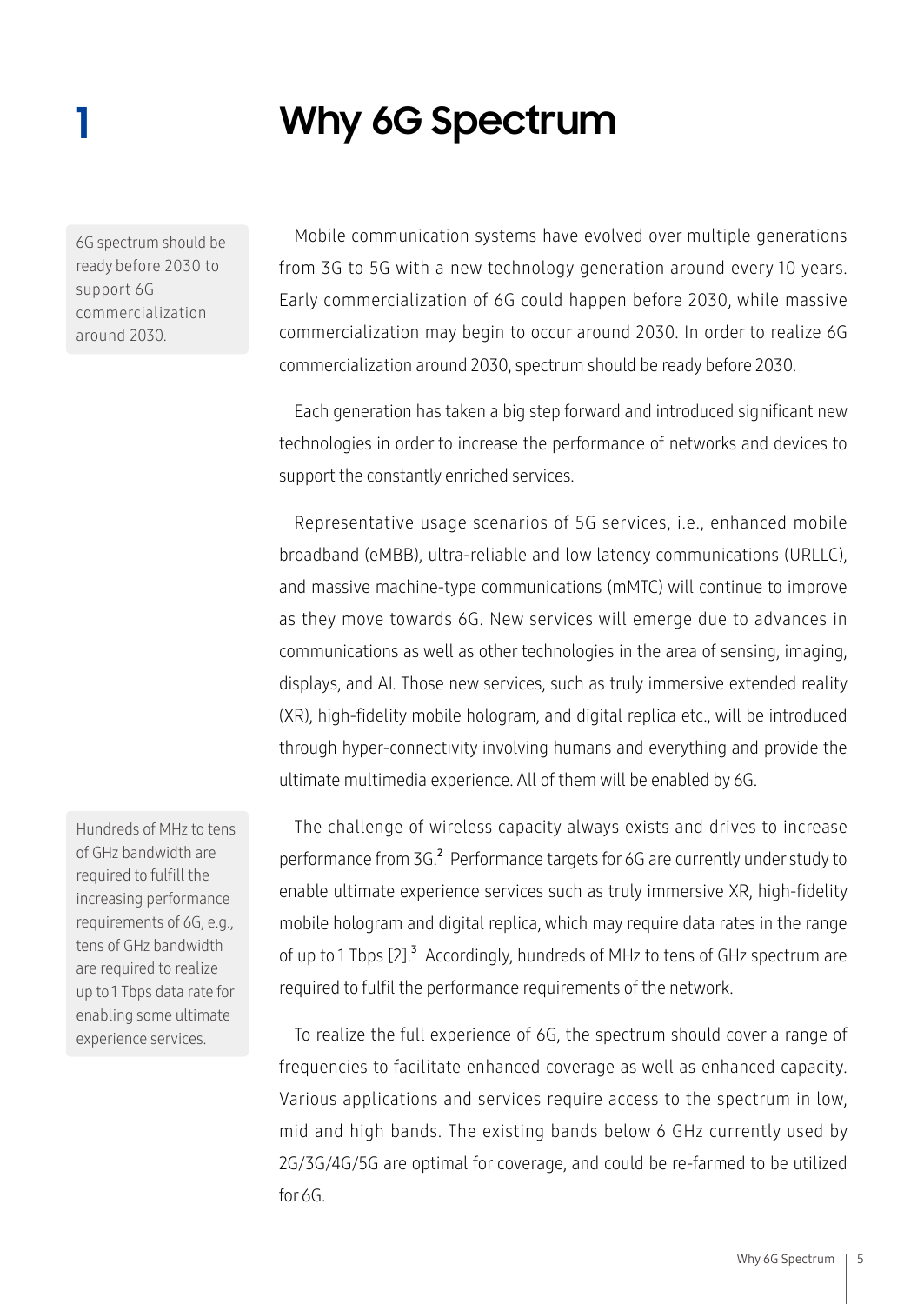# 1 Why 6G Spectrum

6G spectrum should be ready before 2030 to support 6G commercialization around 2030.

Mobile communication systems have evolved over multiple generations from 3G to 5G with a new technology generation around every 10 years. Early commercialization of 6G could happen before 2030, while massive commercialization may begin to occur around 2030. In order to realize 6G commercialization around 2030, spectrum should be ready before 2030.

Each generation has taken a big step forward and introduced significant new technologies in order to increase the performance of networks and devices to support the constantly enriched services.

Representative usage scenarios of 5G services, i.e., enhanced mobile broadband (eMBB), ultra-reliable and low latency communications (URLLC), and massive machine-type communications (mMTC) will continue to improve as they move towards 6G. New services will emerge due to advances in communications as well as other technologies in the area of sensing, imaging, displays, and AI. Those new services, such as truly immersive extended reality (XR), high-fidelity mobile hologram, and digital replica etc., will be introduced through hyper-connectivity involving humans and everything and provide the ultimate multimedia experience. All of them will be enabled by 6G.

Hundreds of MHz to tens of GHz bandwidth are required to fulfill the increasing performance requirements of 6G, e.g., tens of GHz bandwidth are required to realize up to 1 Tbps data rate for enabling some ultimate experience services.

The challenge of wireless capacity always exists and drives to increase performance from 3G.[2] Performance targets for 6G are currently under study to enable ultimate experience services such as truly immersive XR, high-fidelity mobile hologram and digital replica, which may require data rates in the range of up to 1 Tbps [2].[3] Accordingly, hundreds of MHz to tens of GHz spectrum are required to fulfil the performance requirements of the network.

To realize the full experience of 6G, the spectrum should cover a range of frequencies to facilitate enhanced coverage as well as enhanced capacity. Various applications and services require access to the spectrum in low, mid and high bands. The existing bands below 6 GHz currently used by 2G/3G/4G/5G are optimal for coverage, and could be re-farmed to be utilized for 6G.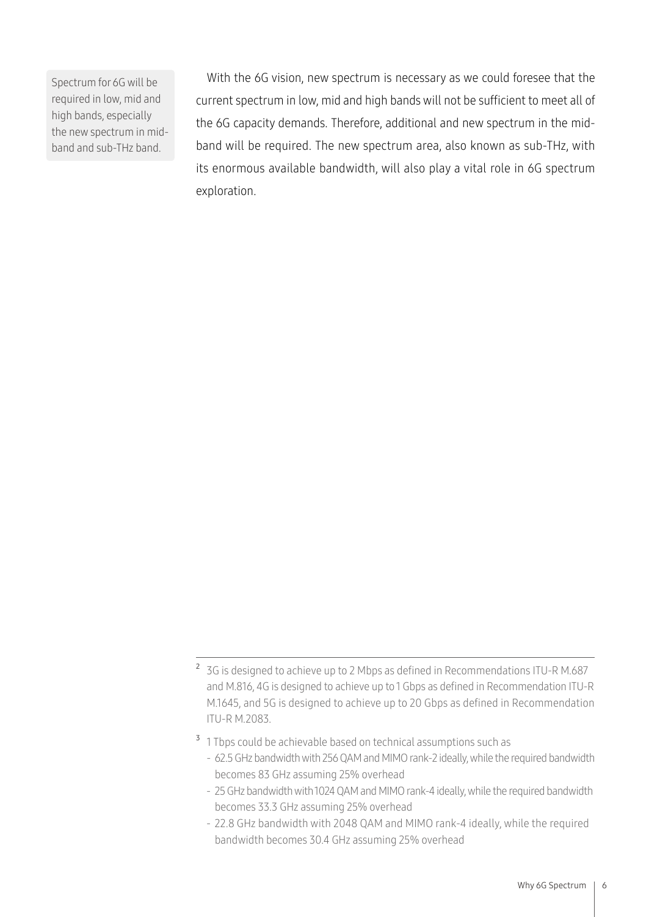Spectrum for 6G will be required in low, mid and high bands, especially the new spectrum in mid-band and sub-THz band.

With the 6G vision, new spectrum is necessary as we could foresee that the current spectrum in low, mid and high bands will not be sufficient to meet all of the 6G capacity demands. Therefore, additional and new spectrum in the mid-band will be required. The new spectrum area, also known as sub-THz, with its enormous available bandwidth, will also play a vital role in 6G spectrum exploration.

---

[2] 3G is designed to achieve up to 2 Mbps as defined in Recommendations ITU-R M.687 and M.816, 4G is designed to achieve up to 1 Gbps as defined in Recommendation ITU-R M.1645, and 5G is designed to achieve up to 20 Gbps as defined in Recommendation ITU-R M.2083.

[3] 1 Tbps could be achievable based on technical assumptions such as

- 62.5 GHz bandwidth with 256 QAM and MIMO rank-2 ideally, while the required bandwidth becomes 83 GHz assuming 25% overhead
- 25 GHz bandwidth with 1024 QAM and MIMO rank-4 ideally, while the required bandwidth becomes 33.3 GHz assuming 25% overhead
- 22.8 GHz bandwidth with 2048 QAM and MIMO rank-4 ideally, while the required bandwidth becomes 30.4 GHz assuming 25% overhead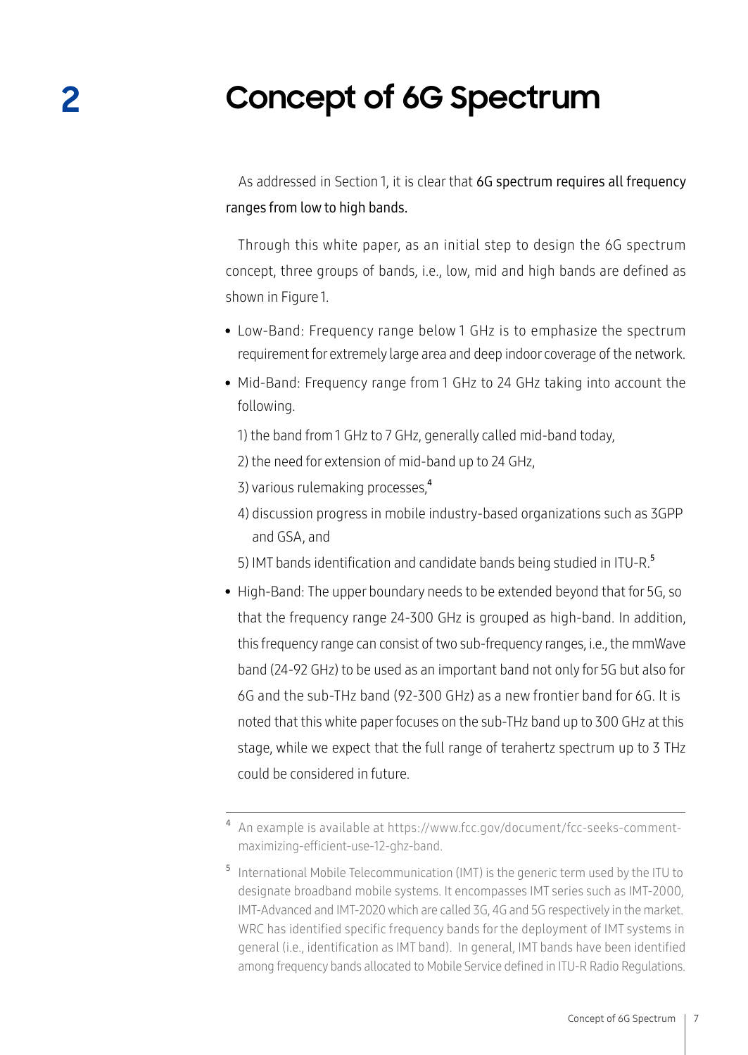# 2 Concept of 6G Spectrum

As addressed in Section 1, it is clear that 6G spectrum requires all frequency ranges from low to high bands.

Through this white paper, as an initial step to design the 6G spectrum concept, three groups of bands, i.e., low, mid and high bands are defined as shown in Figure 1.

- Low-Band: Frequency range below 1 GHz is to emphasize the spectrum requirement for extremely large area and deep indoor coverage of the network.
- Mid-Band: Frequency range from 1 GHz to 24 GHz taking into account the following.

  1) the band from 1 GHz to 7 GHz, generally called mid-band today,
  2) the need for extension of mid-band up to 24 GHz,
  3) various rulemaking processes,[4]
  4) discussion progress in mobile industry-based organizations such as 3GPP and GSA, and
  5) IMT bands identification and candidate bands being studied in ITU-R.[5]

- High-Band: The upper boundary needs to be extended beyond that for 5G, so that the frequency range 24-300 GHz is grouped as high-band. In addition, this frequency range can consist of two sub-frequency ranges, i.e., the mmWave band (24-92 GHz) to be used as an important band not only for 5G but also for 6G and the sub-THz band (92-300 GHz) as a new frontier band for 6G. It is noted that this white paper focuses on the sub-THz band up to 300 GHz at this stage, while we expect that the full range of terahertz spectrum up to 3 THz could be considered in future.

---

[4] An example is available at https://www.fcc.gov/document/fcc-seeks-comment-maximizing-efficient-use-12-ghz-band.

[5] International Mobile Telecommunication (IMT) is the generic term used by the ITU to designate broadband mobile systems. It encompasses IMT series such as IMT-2000, IMT-Advanced and IMT-2020 which are called 3G, 4G and 5G respectively in the market. WRC has identified specific frequency bands for the deployment of IMT systems in general (i.e., identification as IMT band). In general, IMT bands have been identified among frequency bands allocated to Mobile Service defined in ITU-R Radio Regulations.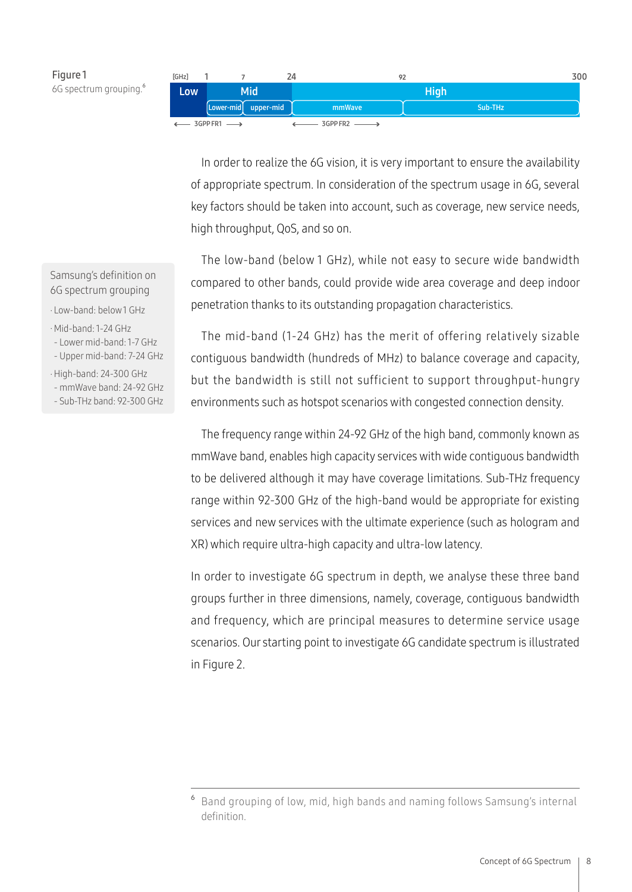Figure 1
6G spectrum grouping.[6]

| [GHz] | 1 | 7 | 24 | 92 | 300 |
|---|---|---|---|---|---|
| Low | Mid | | High | | |
| | Lower-mid | upper-mid | mmWave | Sub-THz | |
| 3GPP FR1 | | | 3GPP FR2 | | |

> **Samsung's definition on 6G spectrum grouping**
>
> · Low-band: below 1 GHz
>
> · Mid-band: 1-24 GHz
>   - Lower mid-band: 1-7 GHz
>   - Upper mid-band: 7-24 GHz
>
> · High-band: 24-300 GHz
>   - mmWave band: 24-92 GHz
>   - Sub-THz band: 92-300 GHz

In order to realize the 6G vision, it is very important to ensure the availability of appropriate spectrum. In consideration of the spectrum usage in 6G, several key factors should be taken into account, such as coverage, new service needs, high throughput, QoS, and so on.

The low-band (below 1 GHz), while not easy to secure wide bandwidth compared to other bands, could provide wide area coverage and deep indoor penetration thanks to its outstanding propagation characteristics.

The mid-band (1-24 GHz) has the merit of offering relatively sizable contiguous bandwidth (hundreds of MHz) to balance coverage and capacity, but the bandwidth is still not sufficient to support throughput-hungry environments such as hotspot scenarios with congested connection density.

The frequency range within 24-92 GHz of the high band, commonly known as mmWave band, enables high capacity services with wide contiguous bandwidth to be delivered although it may have coverage limitations. Sub-THz frequency range within 92-300 GHz of the high-band would be appropriate for existing services and new services with the ultimate experience (such as hologram and XR) which require ultra-high capacity and ultra-low latency.

In order to investigate 6G spectrum in depth, we analyse these three band groups further in three dimensions, namely, coverage, contiguous bandwidth and frequency, which are principal measures to determine service usage scenarios. Our starting point to investigate 6G candidate spectrum is illustrated in Figure 2.

---

[6] Band grouping of low, mid, high bands and naming follows Samsung's internal definition.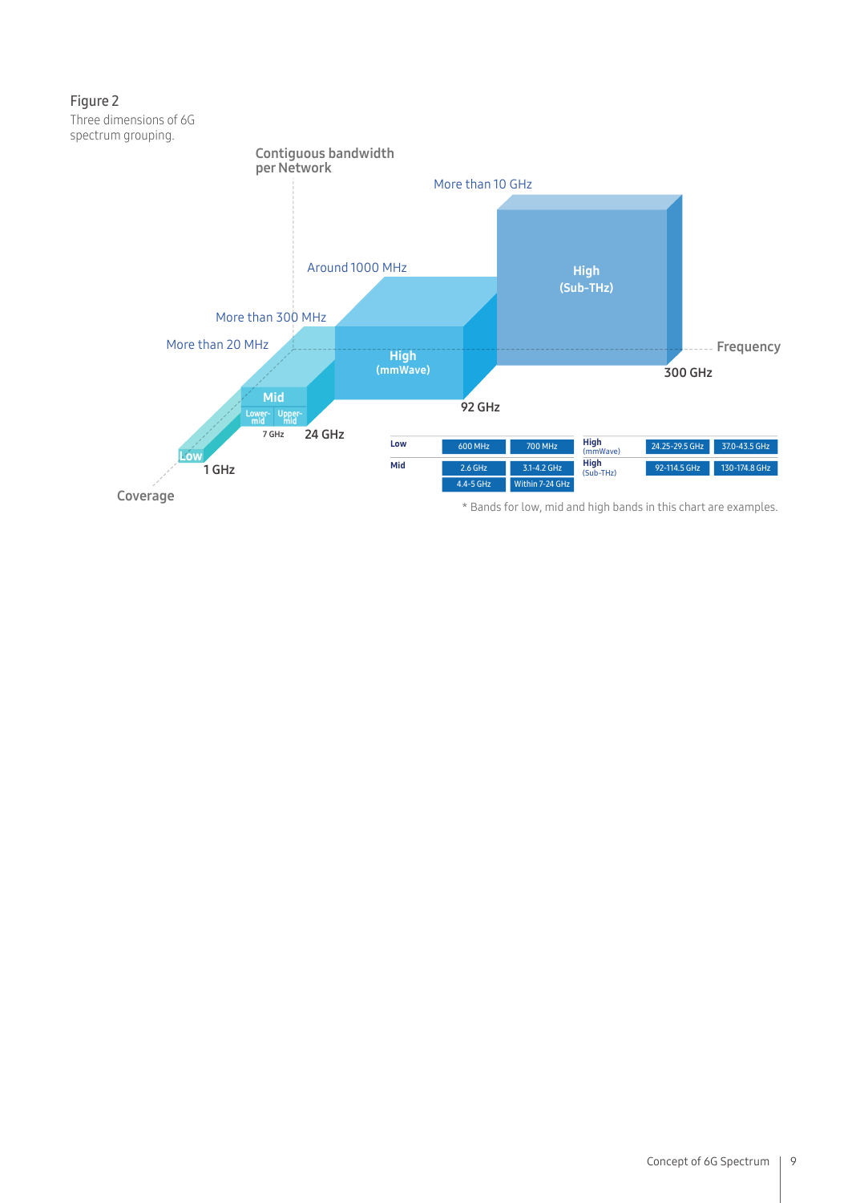Figure 2
Three dimensions of 6G spectrum grouping.

Contiguous bandwidth per Network

More than 10 GHz

Around 1000 MHz

More than 300 MHz

More than 20 MHz

High (Sub-THz)

High (mmWave)

Mid

Lower-mid | Upper-mid

Low

Frequency

300 GHz

92 GHz

24 GHz

7 GHz

1 GHz

Coverage

| Low | 600 MHz | 700 MHz | High (mmWave) | 24.25-29.5 GHz | 37.0-43.5 GHz |
| --- | --- | --- | --- | --- | --- |
| Mid | 2.6 GHz | 3.1-4.2 GHz | High (Sub-THz) | 92-114.5 GHz | 130-174.8 GHz |
| | 4.4-5 GHz | Within 7-24 GHz | | | |

* Bands for low, mid and high bands in this chart are examples.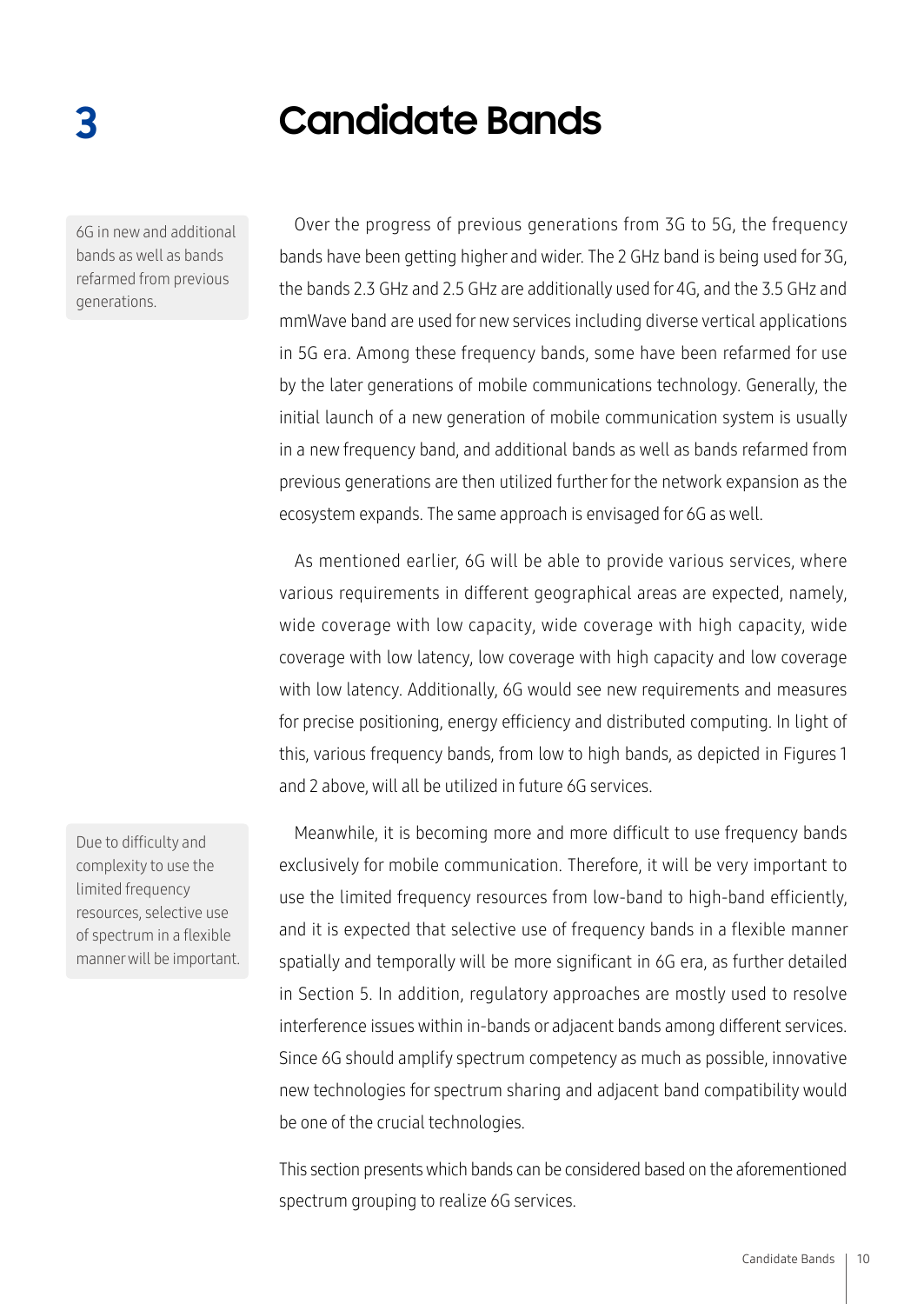# 3 Candidate Bands

> 6G in new and additional bands as well as bands refarmed from previous generations.

Over the progress of previous generations from 3G to 5G, the frequency bands have been getting higher and wider. The 2 GHz band is being used for 3G, the bands 2.3 GHz and 2.5 GHz are additionally used for 4G, and the 3.5 GHz and mmWave band are used for new services including diverse vertical applications in 5G era. Among these frequency bands, some have been refarmed for use by the later generations of mobile communications technology. Generally, the initial launch of a new generation of mobile communication system is usually in a new frequency band, and additional bands as well as bands refarmed from previous generations are then utilized further for the network expansion as the ecosystem expands. The same approach is envisaged for 6G as well.

As mentioned earlier, 6G will be able to provide various services, where various requirements in different geographical areas are expected, namely, wide coverage with low capacity, wide coverage with high capacity, wide coverage with low latency, low coverage with high capacity and low coverage with low latency. Additionally, 6G would see new requirements and measures for precise positioning, energy efficiency and distributed computing. In light of this, various frequency bands, from low to high bands, as depicted in Figures 1 and 2 above, will all be utilized in future 6G services.

> Due to difficulty and complexity to use the limited frequency resources, selective use of spectrum in a flexible manner will be important.

Meanwhile, it is becoming more and more difficult to use frequency bands exclusively for mobile communication. Therefore, it will be very important to use the limited frequency resources from low-band to high-band efficiently, and it is expected that selective use of frequency bands in a flexible manner spatially and temporally will be more significant in 6G era, as further detailed in Section 5. In addition, regulatory approaches are mostly used to resolve interference issues within in-bands or adjacent bands among different services. Since 6G should amplify spectrum competency as much as possible, innovative new technologies for spectrum sharing and adjacent band compatibility would be one of the crucial technologies.

This section presents which bands can be considered based on the aforementioned spectrum grouping to realize 6G services.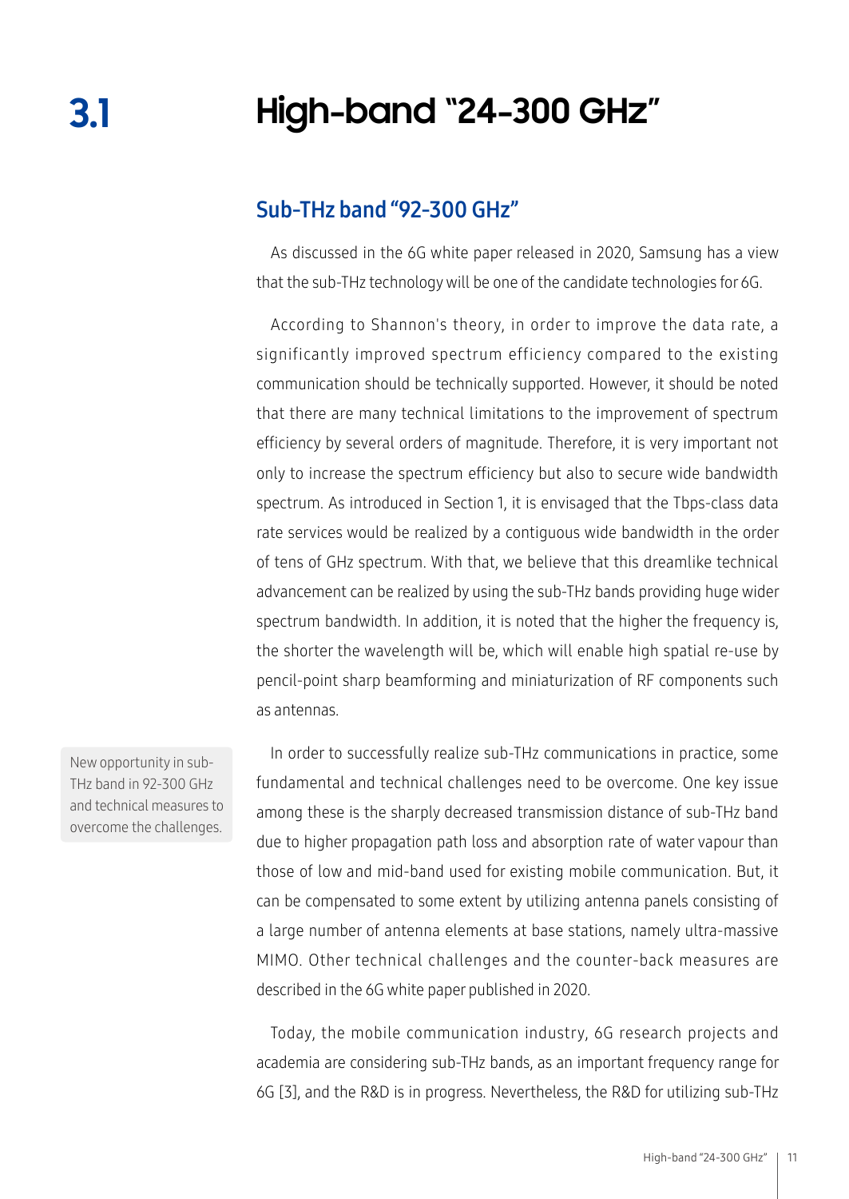# 3.1 High-band "24-300 GHz"

## Sub-THz band "92-300 GHz"

As discussed in the 6G white paper released in 2020, Samsung has a view that the sub-THz technology will be one of the candidate technologies for 6G.

According to Shannon's theory, in order to improve the data rate, a significantly improved spectrum efficiency compared to the existing communication should be technically supported. However, it should be noted that there are many technical limitations to the improvement of spectrum efficiency by several orders of magnitude. Therefore, it is very important not only to increase the spectrum efficiency but also to secure wide bandwidth spectrum. As introduced in Section 1, it is envisaged that the Tbps-class data rate services would be realized by a contiguous wide bandwidth in the order of tens of GHz spectrum. With that, we believe that this dreamlike technical advancement can be realized by using the sub-THz bands providing huge wider spectrum bandwidth. In addition, it is noted that the higher the frequency is, the shorter the wavelength will be, which will enable high spatial re-use by pencil-point sharp beamforming and miniaturization of RF components such as antennas.

New opportunity in sub-THz band in 92-300 GHz and technical measures to overcome the challenges.

In order to successfully realize sub-THz communications in practice, some fundamental and technical challenges need to be overcome. One key issue among these is the sharply decreased transmission distance of sub-THz band due to higher propagation path loss and absorption rate of water vapour than those of low and mid-band used for existing mobile communication. But, it can be compensated to some extent by utilizing antenna panels consisting of a large number of antenna elements at base stations, namely ultra-massive MIMO. Other technical challenges and the counter-back measures are described in the 6G white paper published in 2020.

Today, the mobile communication industry, 6G research projects and academia are considering sub-THz bands, as an important frequency range for 6G [3], and the R&D is in progress. Nevertheless, the R&D for utilizing sub-THz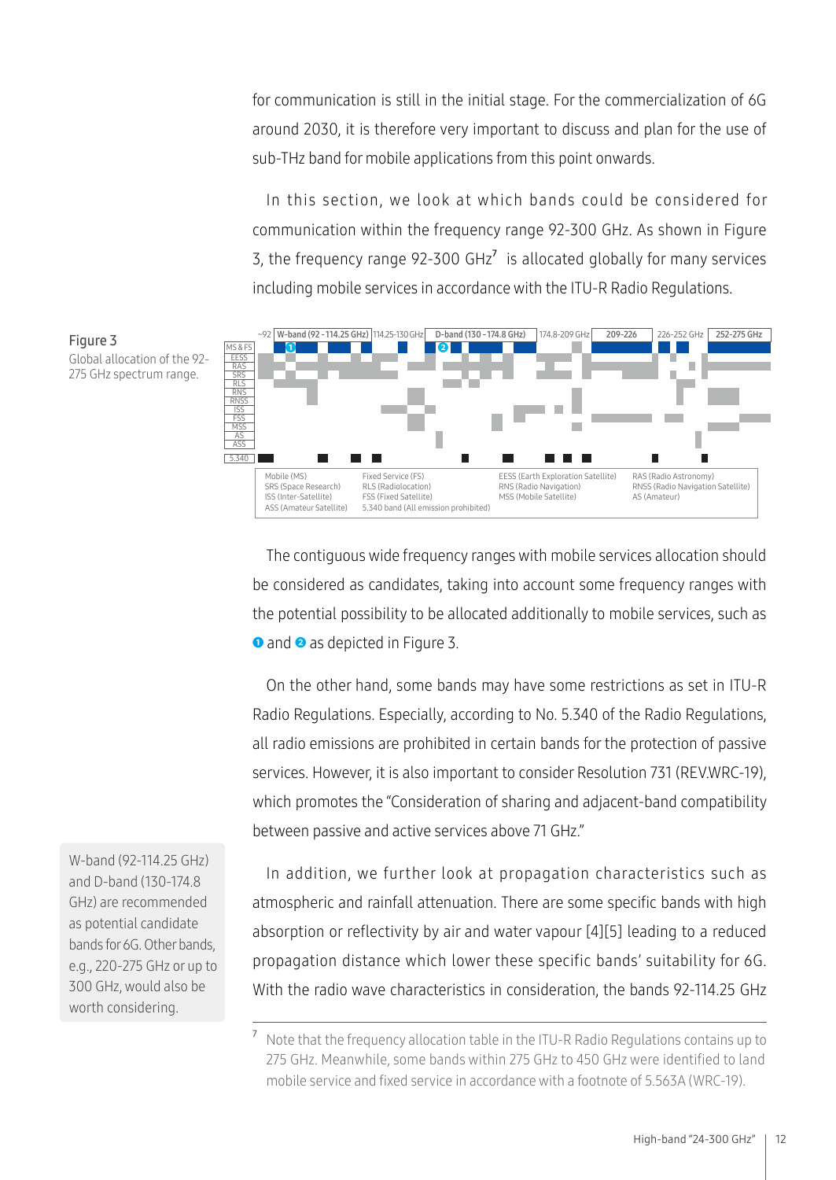for communication is still in the initial stage. For the commercialization of 6G around 2030, it is therefore very important to discuss and plan for the use of sub-THz band for mobile applications from this point onwards.

In this section, we look at which bands could be considered for communication within the frequency range 92-300 GHz. As shown in Figure 3, the frequency range 92-300 GHz[7] is allocated globally for many services including mobile services in accordance with the ITU-R Radio Regulations.

Figure 3
Global allocation of the 92-275 GHz spectrum range.

The contiguous wide frequency ranges with mobile services allocation should be considered as candidates, taking into account some frequency ranges with the potential possibility to be allocated additionally to mobile services, such as ❶ and ❷ as depicted in Figure 3.

On the other hand, some bands may have some restrictions as set in ITU-R Radio Regulations. Especially, according to No. 5.340 of the Radio Regulations, all radio emissions are prohibited in certain bands for the protection of passive services. However, it is also important to consider Resolution 731 (REV.WRC-19), which promotes the "Consideration of sharing and adjacent-band compatibility between passive and active services above 71 GHz."

W-band (92-114.25 GHz) and D-band (130-174.8 GHz) are recommended as potential candidate bands for 6G. Other bands, e.g., 220-275 GHz or up to 300 GHz, would also be worth considering.

In addition, we further look at propagation characteristics such as atmospheric and rainfall attenuation. There are some specific bands with high absorption or reflectivity by air and water vapour [4][5] leading to a reduced propagation distance which lower these specific bands' suitability for 6G. With the radio wave characteristics in consideration, the bands 92-114.25 GHz

[7] Note that the frequency allocation table in the ITU-R Radio Regulations contains up to 275 GHz. Meanwhile, some bands within 275 GHz to 450 GHz were identified to land mobile service and fixed service in accordance with a footnote of 5.563A (WRC-19).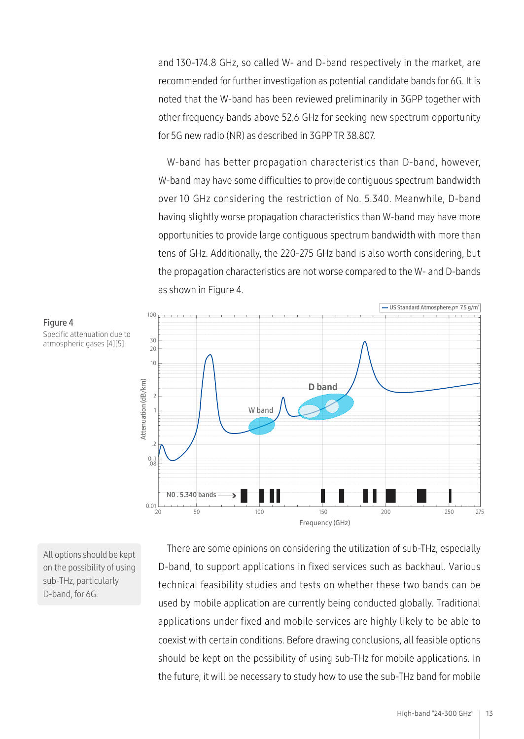and 130-174.8 GHz, so called W- and D-band respectively in the market, are recommended for further investigation as potential candidate bands for 6G. It is noted that the W-band has been reviewed preliminarily in 3GPP together with other frequency bands above 52.6 GHz for seeking new spectrum opportunity for 5G new radio (NR) as described in 3GPP TR 38.807.

W-band has better propagation characteristics than D-band, however, W-band may have some difficulties to provide contiguous spectrum bandwidth over 10 GHz considering the restriction of No. 5.340. Meanwhile, D-band having slightly worse propagation characteristics than W-band may have more opportunities to provide large contiguous spectrum bandwidth with more than tens of GHz. Additionally, the 220-275 GHz band is also worth considering, but the propagation characteristics are not worse compared to the W- and D-bands as shown in Figure 4.

**Figure 4**
Specific attenuation due to atmospheric gases [4][5].

> All options should be kept on the possibility of using sub-THz, particularly D-band, for 6G.

There are some opinions on considering the utilization of sub-THz, especially D-band, to support applications in fixed services such as backhaul. Various technical feasibility studies and tests on whether these two bands can be used by mobile application are currently being conducted globally. Traditional applications under fixed and mobile services are highly likely to be able to coexist with certain conditions. Before drawing conclusions, all feasible options should be kept on the possibility of using sub-THz for mobile applications. In the future, it will be necessary to study how to use the sub-THz band for mobile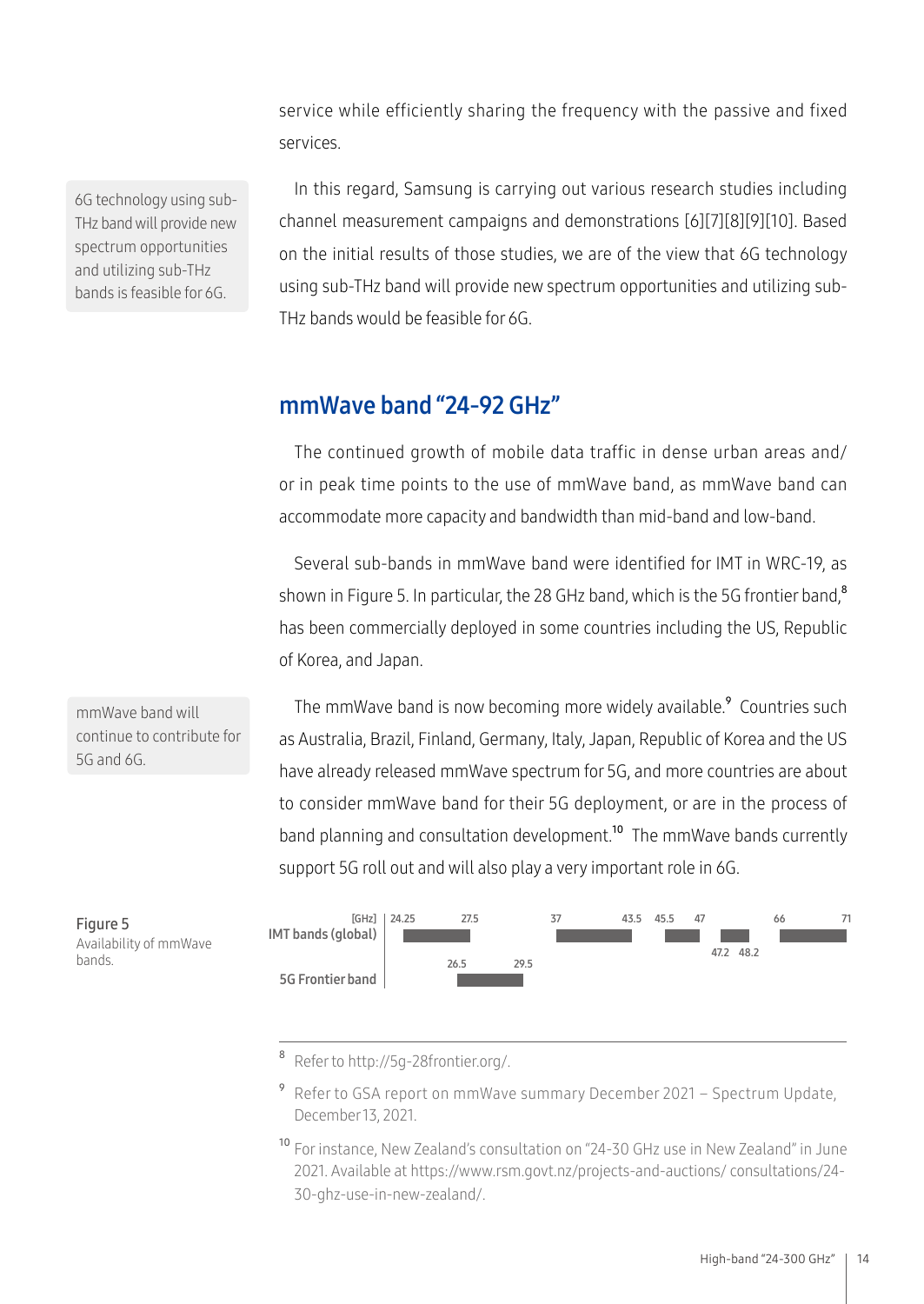service while efficiently sharing the frequency with the passive and fixed services.

6G technology using sub-THz band will provide new spectrum opportunities and utilizing sub-THz bands is feasible for 6G.

In this regard, Samsung is carrying out various research studies including channel measurement campaigns and demonstrations [6][7][8][9][10]. Based on the initial results of those studies, we are of the view that 6G technology using sub-THz band will provide new spectrum opportunities and utilizing sub-THz bands would be feasible for 6G.

## mmWave band "24-92 GHz"

The continued growth of mobile data traffic in dense urban areas and/or in peak time points to the use of mmWave band, as mmWave band can accommodate more capacity and bandwidth than mid-band and low-band.

Several sub-bands in mmWave band were identified for IMT in WRC-19, as shown in Figure 5. In particular, the 28 GHz band, which is the 5G frontier band,[8] has been commercially deployed in some countries including the US, Republic of Korea, and Japan.

mmWave band will continue to contribute for 5G and 6G.

The mmWave band is now becoming more widely available.[9] Countries such as Australia, Brazil, Finland, Germany, Italy, Japan, Republic of Korea and the US have already released mmWave spectrum for 5G, and more countries are about to consider mmWave band for their 5G deployment, or are in the process of band planning and consultation development.[10] The mmWave bands currently support 5G roll out and will also play a very important role in 6G.

| [GHz] | Bands |
|---|---|
| IMT bands (global) | 24.25–27.5, 37–43.5, 45.5–47, 47.2–48.2, 66–71 |
| 5G Frontier band | 26.5–29.5 |

**Figure 5**
Availability of mmWave bands.

---

[8] Refer to http://5g-28frontier.org/.

[9] Refer to GSA report on mmWave summary December 2021 – Spectrum Update, December 13, 2021.

[10] For instance, New Zealand's consultation on "24-30 GHz use in New Zealand" in June 2021. Available at https://www.rsm.govt.nz/projects-and-auctions/ consultations/24-30-ghz-use-in-new-zealand/.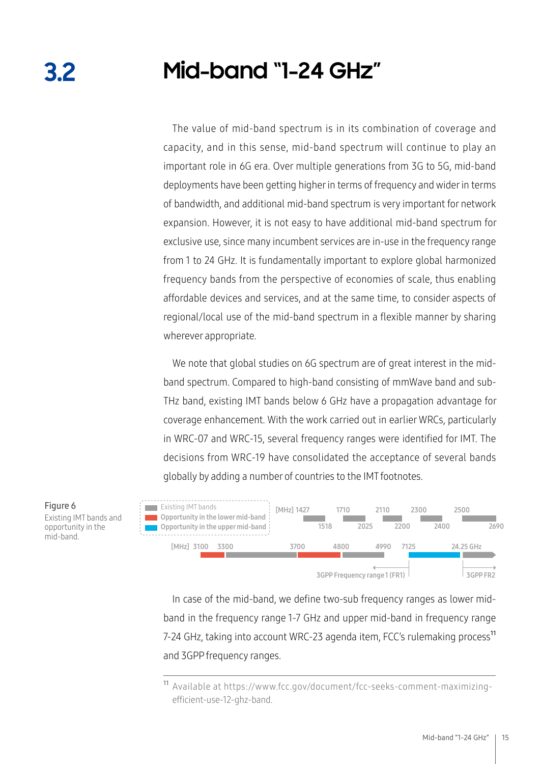# 3.2 Mid-band "1-24 GHz"

The value of mid-band spectrum is in its combination of coverage and capacity, and in this sense, mid-band spectrum will continue to play an important role in 6G era. Over multiple generations from 3G to 5G, mid-band deployments have been getting higher in terms of frequency and wider in terms of bandwidth, and additional mid-band spectrum is very important for network expansion. However, it is not easy to have additional mid-band spectrum for exclusive use, since many incumbent services are in-use in the frequency range from 1 to 24 GHz. It is fundamentally important to explore global harmonized frequency bands from the perspective of economies of scale, thus enabling affordable devices and services, and at the same time, to consider aspects of regional/local use of the mid-band spectrum in a flexible manner by sharing wherever appropriate.

We note that global studies on 6G spectrum are of great interest in the mid-band spectrum. Compared to high-band consisting of mmWave band and sub-THz band, existing IMT bands below 6 GHz have a propagation advantage for coverage enhancement. With the work carried out in earlier WRCs, particularly in WRC-07 and WRC-15, several frequency ranges were identified for IMT. The decisions from WRC-19 have consolidated the acceptance of several bands globally by adding a number of countries to the IMT footnotes.

Existing IMT bands | Opportunity in the lower mid-band | Opportunity in the upper mid-band

[MHz] 1427 – 1518, 1710 – 2025, 2110 – 2200, 2300 – 2400, 2500 – 2690

[MHz] 3100, 3300, 3700, 4800, 4990, 7125, 24.25 GHz

3GPP Frequency range 1 (FR1) | 3GPP FR2

Figure 6
Existing IMT bands and opportunity in the mid-band.

In case of the mid-band, we define two-sub frequency ranges as lower mid-band in the frequency range 1-7 GHz and upper mid-band in frequency range 7-24 GHz, taking into account WRC-23 agenda item, FCC's rulemaking process[11] and 3GPP frequency ranges.

---

[11] Available at https://www.fcc.gov/document/fcc-seeks-comment-maximizing-efficient-use-12-ghz-band.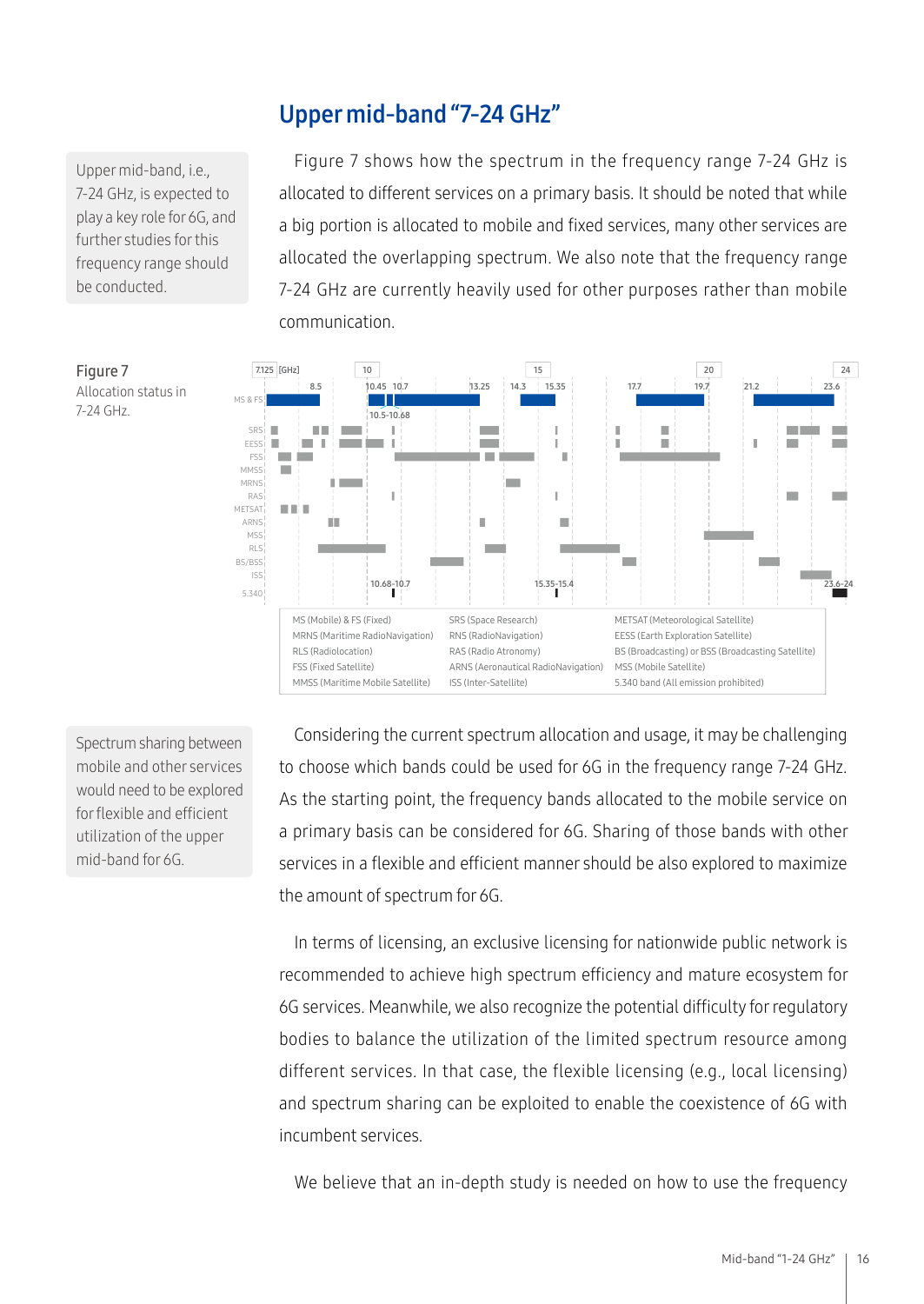## Upper mid-band "7-24 GHz"

Upper mid-band, i.e., 7-24 GHz, is expected to play a key role for 6G, and further studies for this frequency range should be conducted.

Figure 7 shows how the spectrum in the frequency range 7-24 GHz is allocated to different services on a primary basis. It should be noted that while a big portion is allocated to mobile and fixed services, many other services are allocated the overlapping spectrum. We also note that the frequency range 7-24 GHz are currently heavily used for other purposes rather than mobile communication.

**Figure 7**
Allocation status in 7-24 GHz.

| | | |
|---|---|---|
| MS (Mobile) & FS (Fixed) | SRS (Space Research) | METSAT (Meteorological Satellite) |
| MRNS (Maritime RadioNavigation) | RNS (RadioNavigation) | EESS (Earth Exploration Satellite) |
| RLS (Radiolocation) | RAS (Radio Atronomy) | BS (Broadcasting) or BSS (Broadcasting Satellite) |
| FSS (Fixed Satellite) | ARNS (Aeronautical RadioNavigation) | MSS (Mobile Satellite) |
| MMSS (Maritime Mobile Satellite) | ISS (Inter-Satellite) | 5.340 band (All emission prohibited) |

Spectrum sharing between mobile and other services would need to be explored for flexible and efficient utilization of the upper mid-band for 6G.

Considering the current spectrum allocation and usage, it may be challenging to choose which bands could be used for 6G in the frequency range 7-24 GHz. As the starting point, the frequency bands allocated to the mobile service on a primary basis can be considered for 6G. Sharing of those bands with other services in a flexible and efficient manner should be also explored to maximize the amount of spectrum for 6G.

In terms of licensing, an exclusive licensing for nationwide public network is recommended to achieve high spectrum efficiency and mature ecosystem for 6G services. Meanwhile, we also recognize the potential difficulty for regulatory bodies to balance the utilization of the limited spectrum resource among different services. In that case, the flexible licensing (e.g., local licensing) and spectrum sharing can be exploited to enable the coexistence of 6G with incumbent services.

We believe that an in-depth study is needed on how to use the frequency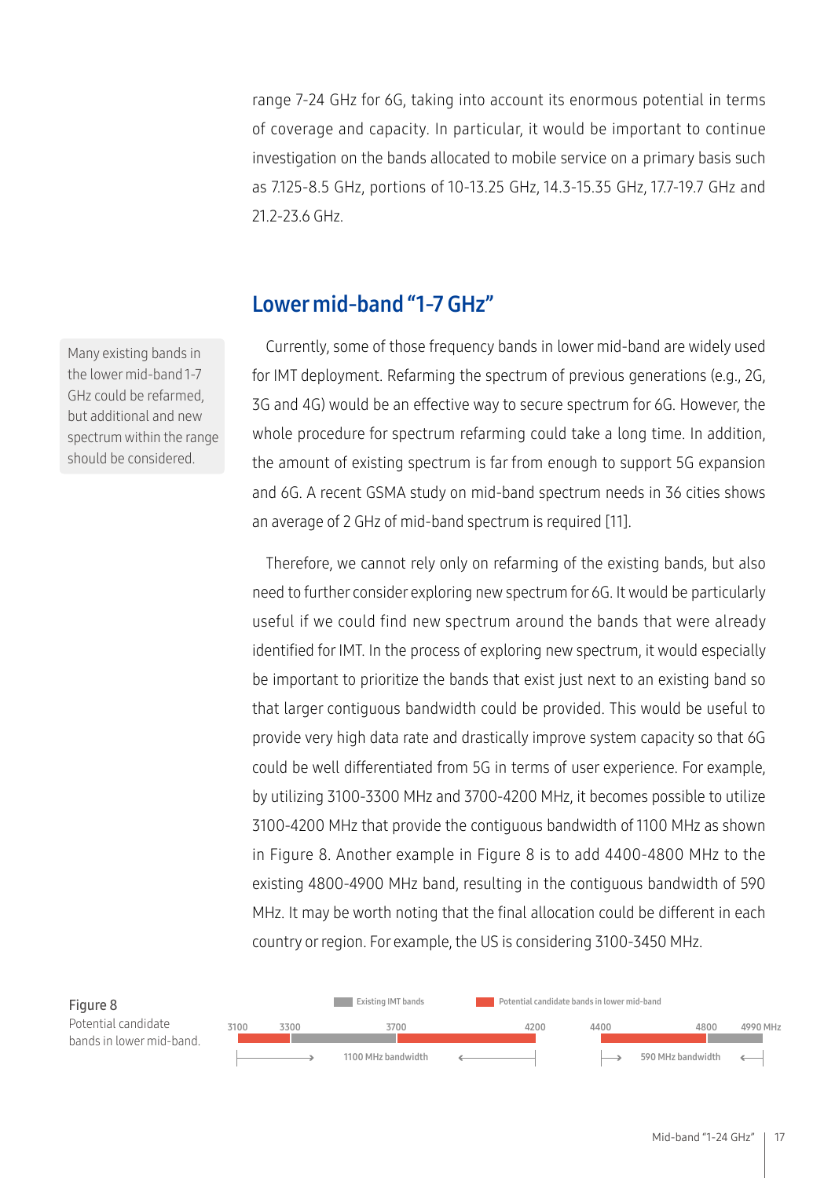range 7-24 GHz for 6G, taking into account its enormous potential in terms of coverage and capacity. In particular, it would be important to continue investigation on the bands allocated to mobile service on a primary basis such as 7.125-8.5 GHz, portions of 10-13.25 GHz, 14.3-15.35 GHz, 17.7-19.7 GHz and 21.2-23.6 GHz.

## Lower mid-band "1-7 GHz"

Many existing bands in the lower mid-band 1-7 GHz could be refarmed, but additional and new spectrum within the range should be considered.

Currently, some of those frequency bands in lower mid-band are widely used for IMT deployment. Refarming the spectrum of previous generations (e.g., 2G, 3G and 4G) would be an effective way to secure spectrum for 6G. However, the whole procedure for spectrum refarming could take a long time. In addition, the amount of existing spectrum is far from enough to support 5G expansion and 6G. A recent GSMA study on mid-band spectrum needs in 36 cities shows an average of 2 GHz of mid-band spectrum is required [11].

Therefore, we cannot rely only on refarming of the existing bands, but also need to further consider exploring new spectrum for 6G. It would be particularly useful if we could find new spectrum around the bands that were already identified for IMT. In the process of exploring new spectrum, it would especially be important to prioritize the bands that exist just next to an existing band so that larger contiguous bandwidth could be provided. This would be useful to provide very high data rate and drastically improve system capacity so that 6G could be well differentiated from 5G in terms of user experience. For example, by utilizing 3100-3300 MHz and 3700-4200 MHz, it becomes possible to utilize 3100-4200 MHz that provide the contiguous bandwidth of 1100 MHz as shown in Figure 8. Another example in Figure 8 is to add 4400-4800 MHz to the existing 4800-4900 MHz band, resulting in the contiguous bandwidth of 590 MHz. It may be worth noting that the final allocation could be different in each country or region. For example, the US is considering 3100-3450 MHz.

Existing IMT bands | Potential candidate bands in lower mid-band

3100 | 3300 | 3700 | 4200 | 4400 | 4800 | 4990 MHz

1100 MHz bandwidth | 590 MHz bandwidth

Figure 8
Potential candidate bands in lower mid-band.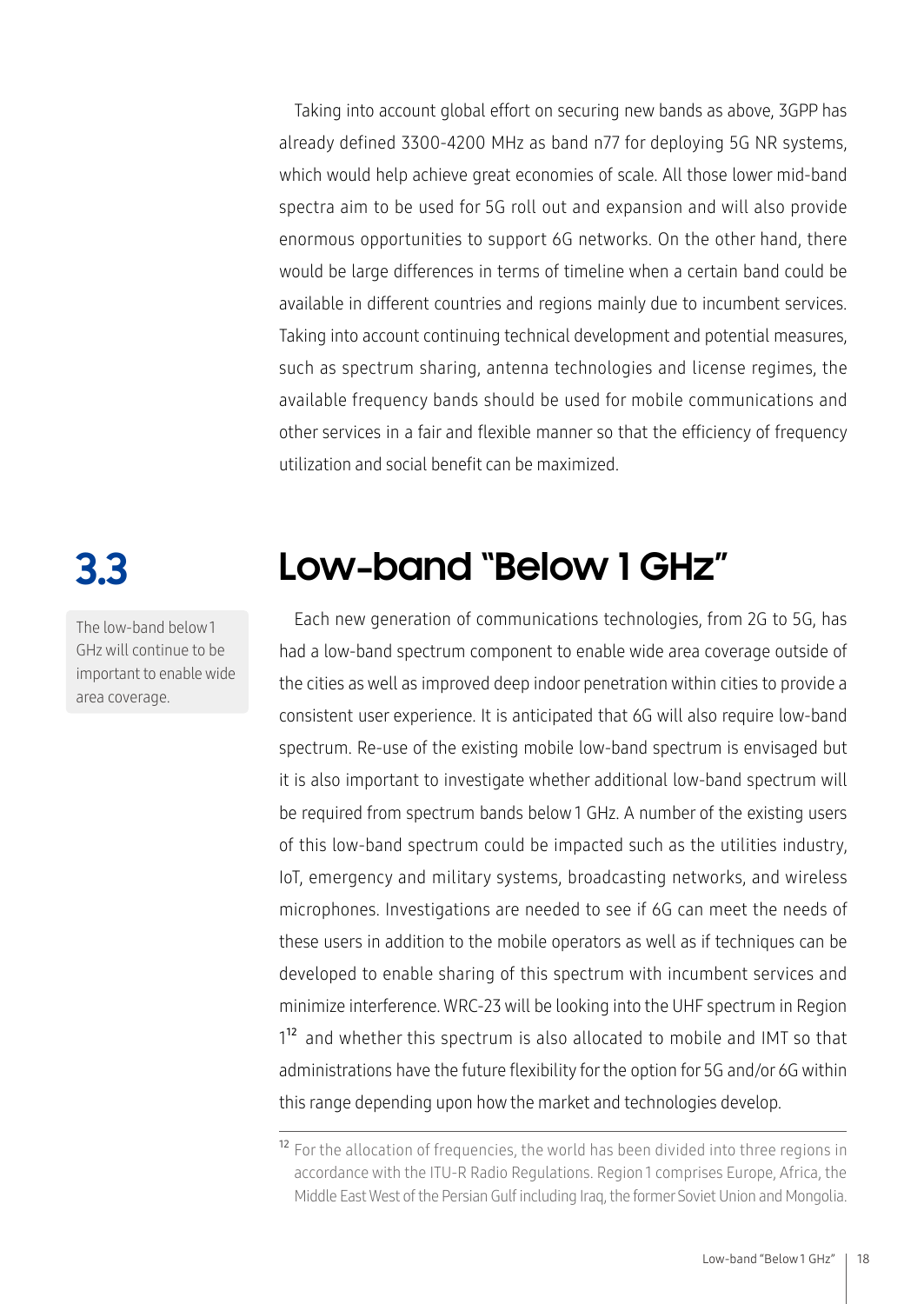Taking into account global effort on securing new bands as above, 3GPP has already defined 3300-4200 MHz as band n77 for deploying 5G NR systems, which would help achieve great economies of scale. All those lower mid-band spectra aim to be used for 5G roll out and expansion and will also provide enormous opportunities to support 6G networks. On the other hand, there would be large differences in terms of timeline when a certain band could be available in different countries and regions mainly due to incumbent services. Taking into account continuing technical development and potential measures, such as spectrum sharing, antenna technologies and license regimes, the available frequency bands should be used for mobile communications and other services in a fair and flexible manner so that the efficiency of frequency utilization and social benefit can be maximized.

## 3.3 Low-band "Below 1 GHz"

The low-band below 1 GHz will continue to be important to enable wide area coverage.

Each new generation of communications technologies, from 2G to 5G, has had a low-band spectrum component to enable wide area coverage outside of the cities as well as improved deep indoor penetration within cities to provide a consistent user experience. It is anticipated that 6G will also require low-band spectrum. Re-use of the existing mobile low-band spectrum is envisaged but it is also important to investigate whether additional low-band spectrum will be required from spectrum bands below 1 GHz. A number of the existing users of this low-band spectrum could be impacted such as the utilities industry, IoT, emergency and military systems, broadcasting networks, and wireless microphones. Investigations are needed to see if 6G can meet the needs of these users in addition to the mobile operators as well as if techniques can be developed to enable sharing of this spectrum with incumbent services and minimize interference. WRC-23 will be looking into the UHF spectrum in Region 1[12] and whether this spectrum is also allocated to mobile and IMT so that administrations have the future flexibility for the option for 5G and/or 6G within this range depending upon how the market and technologies develop.

[12] For the allocation of frequencies, the world has been divided into three regions in accordance with the ITU-R Radio Regulations. Region 1 comprises Europe, Africa, the Middle East West of the Persian Gulf including Iraq, the former Soviet Union and Mongolia.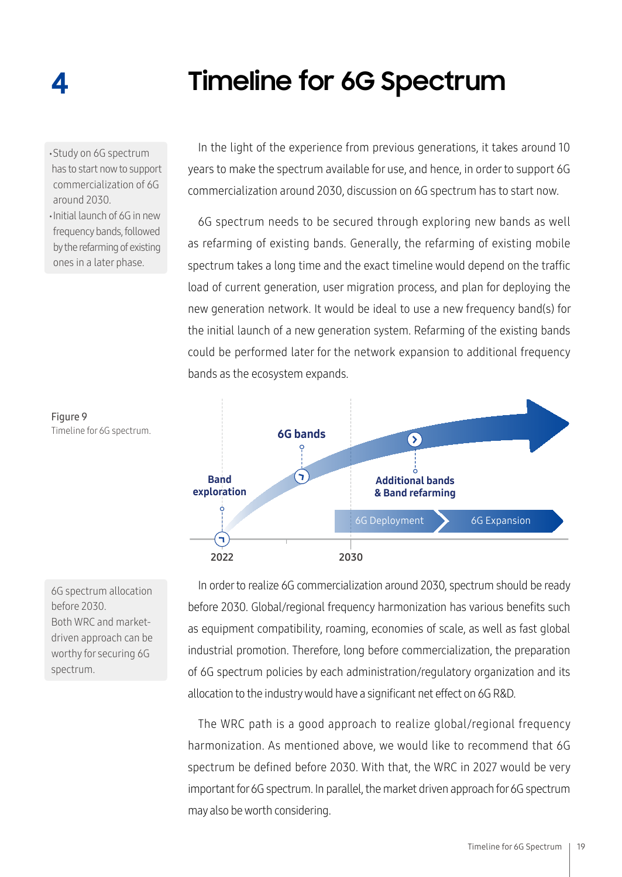# 4 Timeline for 6G Spectrum

- Study on 6G spectrum has to start now to support commercialization of 6G around 2030.
- Initial launch of 6G in new frequency bands, followed by the refarming of existing ones in a later phase.

In the light of the experience from previous generations, it takes around 10 years to make the spectrum available for use, and hence, in order to support 6G commercialization around 2030, discussion on 6G spectrum has to start now.

6G spectrum needs to be secured through exploring new bands as well as refarming of existing bands. Generally, the refarming of existing mobile spectrum takes a long time and the exact timeline would depend on the traffic load of current generation, user migration process, and plan for deploying the new generation network. It would be ideal to use a new frequency band(s) for the initial launch of a new generation system. Refarming of the existing bands could be performed later for the network expansion to additional frequency bands as the ecosystem expands.

Band exploration

6G bands

Additional bands & Band refarming

6G Deployment

6G Expansion

2022

2030

Figure 9
Timeline for 6G spectrum.

6G spectrum allocation before 2030.
Both WRC and market-driven approach can be worthy for securing 6G spectrum.

In order to realize 6G commercialization around 2030, spectrum should be ready before 2030. Global/regional frequency harmonization has various benefits such as equipment compatibility, roaming, economies of scale, as well as fast global industrial promotion. Therefore, long before commercialization, the preparation of 6G spectrum policies by each administration/regulatory organization and its allocation to the industry would have a significant net effect on 6G R&D.

The WRC path is a good approach to realize global/regional frequency harmonization. As mentioned above, we would like to recommend that 6G spectrum be defined before 2030. With that, the WRC in 2027 would be very important for 6G spectrum. In parallel, the market driven approach for 6G spectrum may also be worth considering.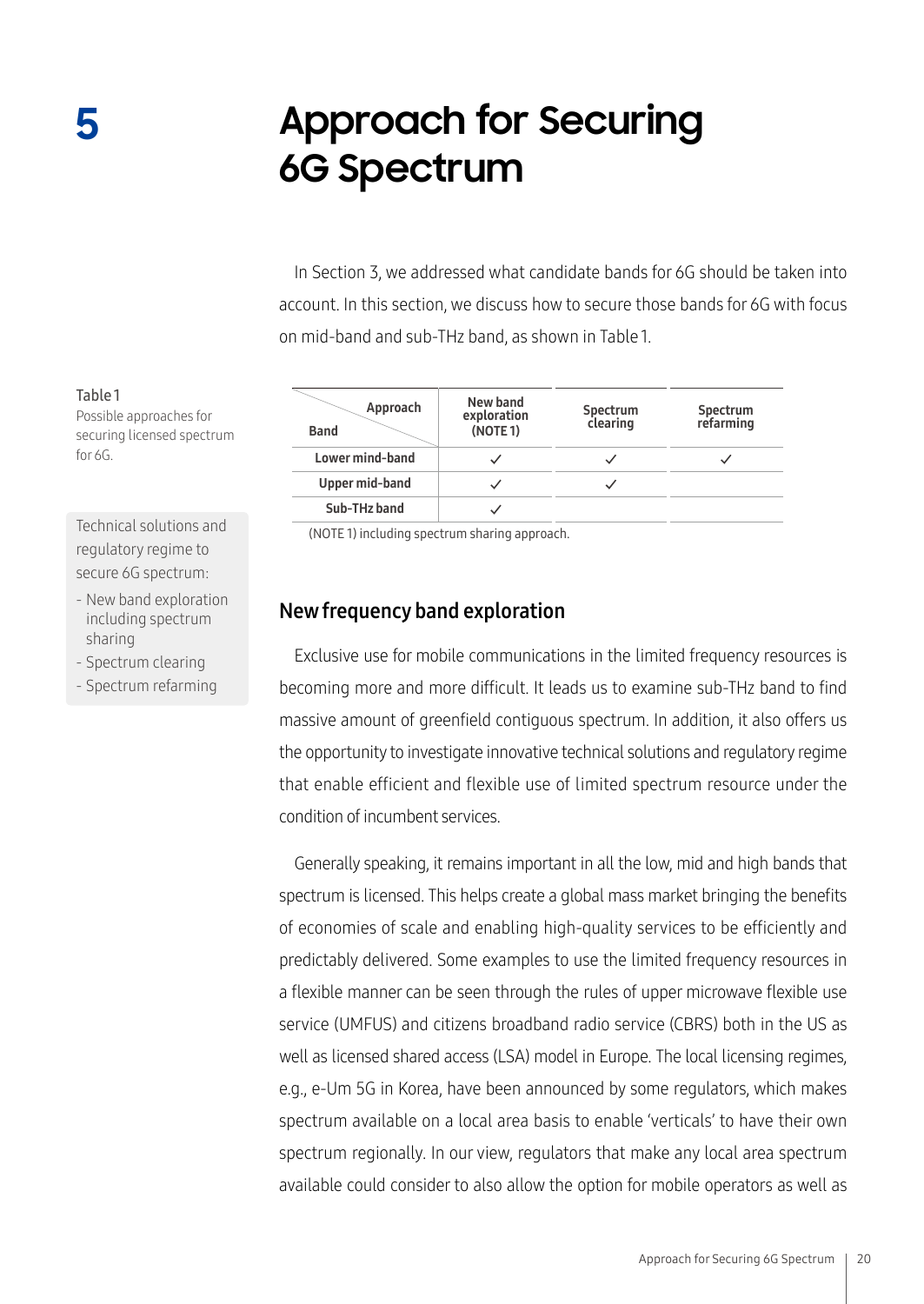# 5 Approach for Securing 6G Spectrum

In Section 3, we addressed what candidate bands for 6G should be taken into account. In this section, we discuss how to secure those bands for 6G with focus on mid-band and sub-THz band, as shown in Table 1.

Table 1
Possible approaches for securing licensed spectrum for 6G.

| Band \ Approach | New band exploration (NOTE 1) | Spectrum clearing | Spectrum refarming |
|---|---|---|---|
| Lower mind-band | ✓ | ✓ | ✓ |
| Upper mid-band | ✓ | ✓ | |
| Sub-THz band | ✓ | | |

(NOTE 1) including spectrum sharing approach.

Technical solutions and regulatory regime to secure 6G spectrum:

- New band exploration including spectrum sharing
- Spectrum clearing
- Spectrum refarming

## New frequency band exploration

Exclusive use for mobile communications in the limited frequency resources is becoming more and more difficult. It leads us to examine sub-THz band to find massive amount of greenfield contiguous spectrum. In addition, it also offers us the opportunity to investigate innovative technical solutions and regulatory regime that enable efficient and flexible use of limited spectrum resource under the condition of incumbent services.

Generally speaking, it remains important in all the low, mid and high bands that spectrum is licensed. This helps create a global mass market bringing the benefits of economies of scale and enabling high-quality services to be efficiently and predictably delivered. Some examples to use the limited frequency resources in a flexible manner can be seen through the rules of upper microwave flexible use service (UMFUS) and citizens broadband radio service (CBRS) both in the US as well as licensed shared access (LSA) model in Europe. The local licensing regimes, e.g., e-Um 5G in Korea, have been announced by some regulators, which makes spectrum available on a local area basis to enable 'verticals' to have their own spectrum regionally. In our view, regulators that make any local area spectrum available could consider to also allow the option for mobile operators as well as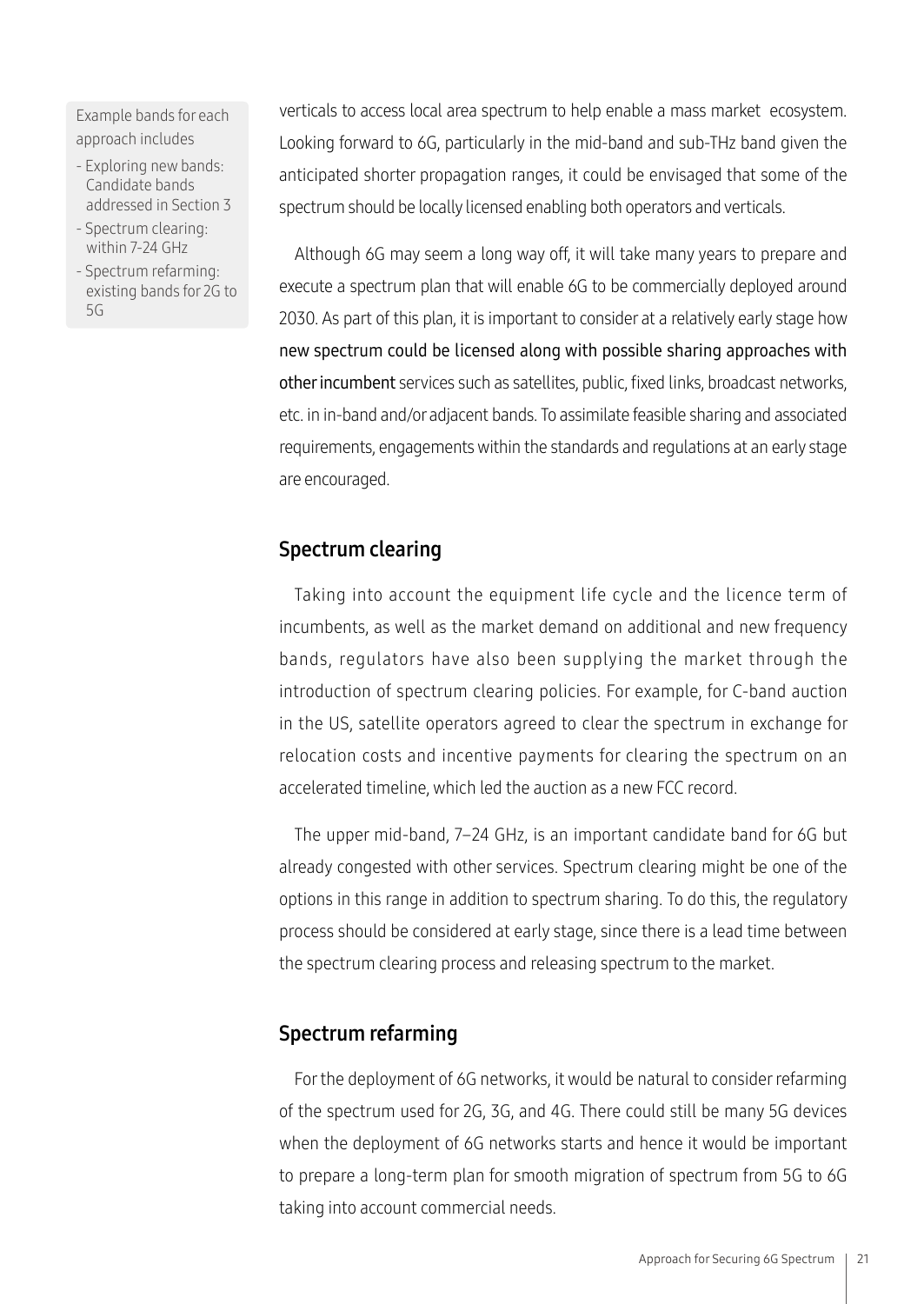Example bands for each approach includes

- Exploring new bands: Candidate bands addressed in Section 3
- Spectrum clearing: within 7-24 GHz
- Spectrum refarming: existing bands for 2G to 5G

verticals to access local area spectrum to help enable a mass market ecosystem. Looking forward to 6G, particularly in the mid-band and sub-THz band given the anticipated shorter propagation ranges, it could be envisaged that some of the spectrum should be locally licensed enabling both operators and verticals.

Although 6G may seem a long way off, it will take many years to prepare and execute a spectrum plan that will enable 6G to be commercially deployed around 2030. As part of this plan, it is important to consider at a relatively early stage how new spectrum could be licensed along with possible sharing approaches with other incumbent services such as satellites, public, fixed links, broadcast networks, etc. in in-band and/or adjacent bands. To assimilate feasible sharing and associated requirements, engagements within the standards and regulations at an early stage are encouraged.

## Spectrum clearing

Taking into account the equipment life cycle and the licence term of incumbents, as well as the market demand on additional and new frequency bands, regulators have also been supplying the market through the introduction of spectrum clearing policies. For example, for C-band auction in the US, satellite operators agreed to clear the spectrum in exchange for relocation costs and incentive payments for clearing the spectrum on an accelerated timeline, which led the auction as a new FCC record.

The upper mid-band, 7–24 GHz, is an important candidate band for 6G but already congested with other services. Spectrum clearing might be one of the options in this range in addition to spectrum sharing. To do this, the regulatory process should be considered at early stage, since there is a lead time between the spectrum clearing process and releasing spectrum to the market.

## Spectrum refarming

For the deployment of 6G networks, it would be natural to consider refarming of the spectrum used for 2G, 3G, and 4G. There could still be many 5G devices when the deployment of 6G networks starts and hence it would be important to prepare a long-term plan for smooth migration of spectrum from 5G to 6G taking into account commercial needs.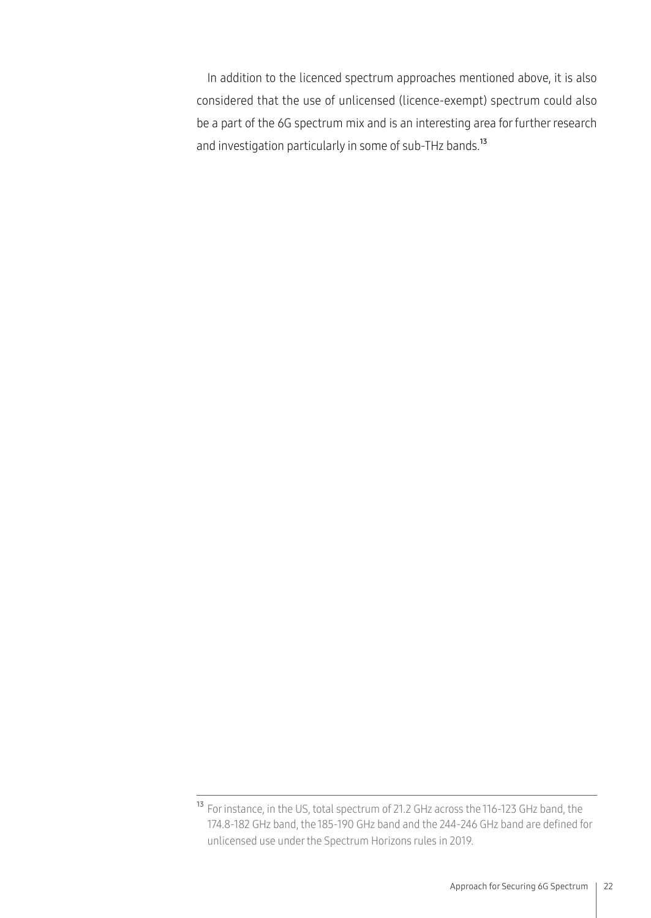In addition to the licenced spectrum approaches mentioned above, it is also considered that the use of unlicensed (licence-exempt) spectrum could also be a part of the 6G spectrum mix and is an interesting area for further research and investigation particularly in some of sub-THz bands.[13]

[13] For instance, in the US, total spectrum of 21.2 GHz across the 116-123 GHz band, the 174.8-182 GHz band, the 185-190 GHz band and the 244-246 GHz band are defined for unlicensed use under the Spectrum Horizons rules in 2019.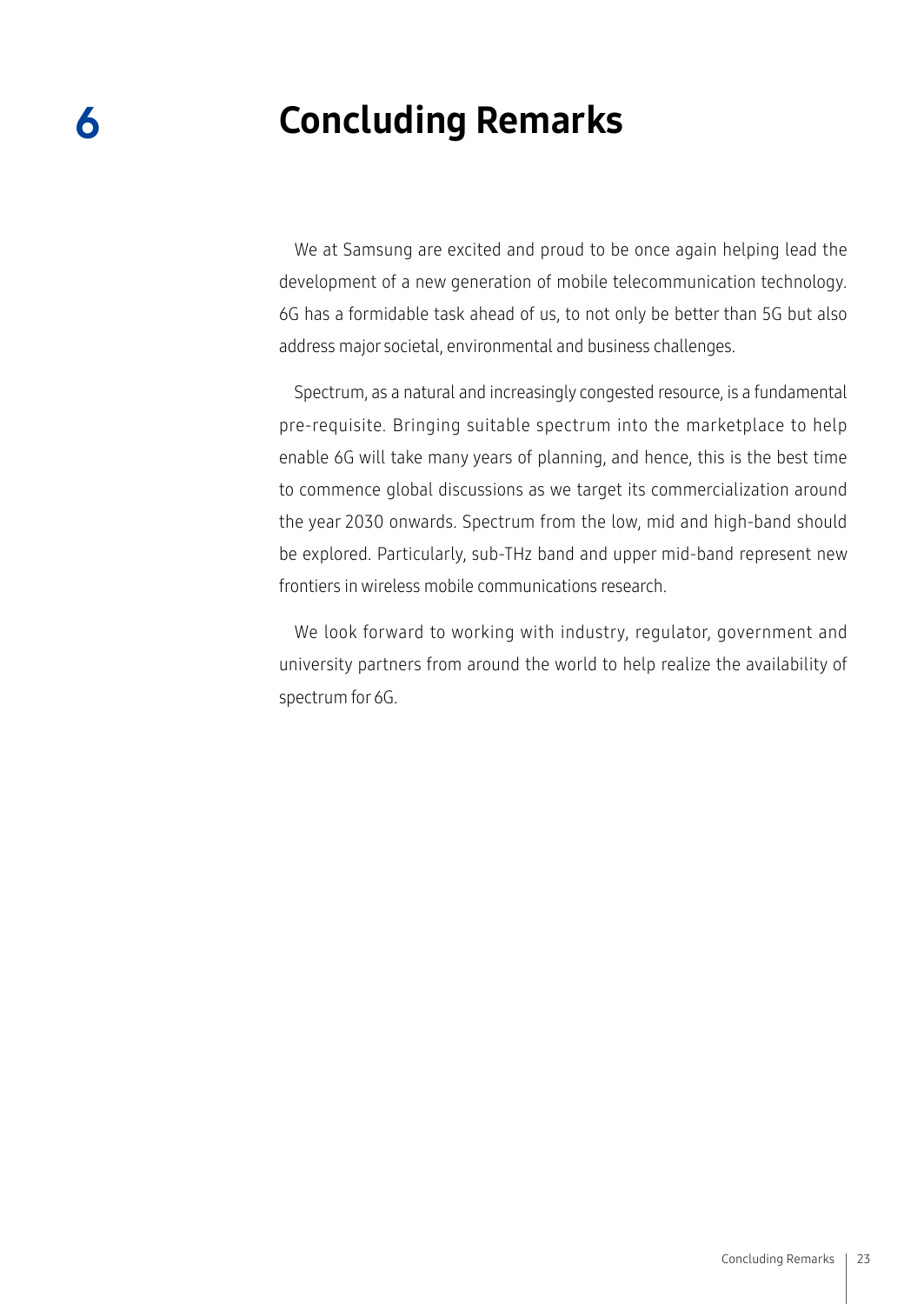# 6 Concluding Remarks

We at Samsung are excited and proud to be once again helping lead the development of a new generation of mobile telecommunication technology. 6G has a formidable task ahead of us, to not only be better than 5G but also address major societal, environmental and business challenges.

Spectrum, as a natural and increasingly congested resource, is a fundamental pre-requisite. Bringing suitable spectrum into the marketplace to help enable 6G will take many years of planning, and hence, this is the best time to commence global discussions as we target its commercialization around the year 2030 onwards. Spectrum from the low, mid and high-band should be explored. Particularly, sub-THz band and upper mid-band represent new frontiers in wireless mobile communications research.

We look forward to working with industry, regulator, government and university partners from around the world to help realize the availability of spectrum for 6G.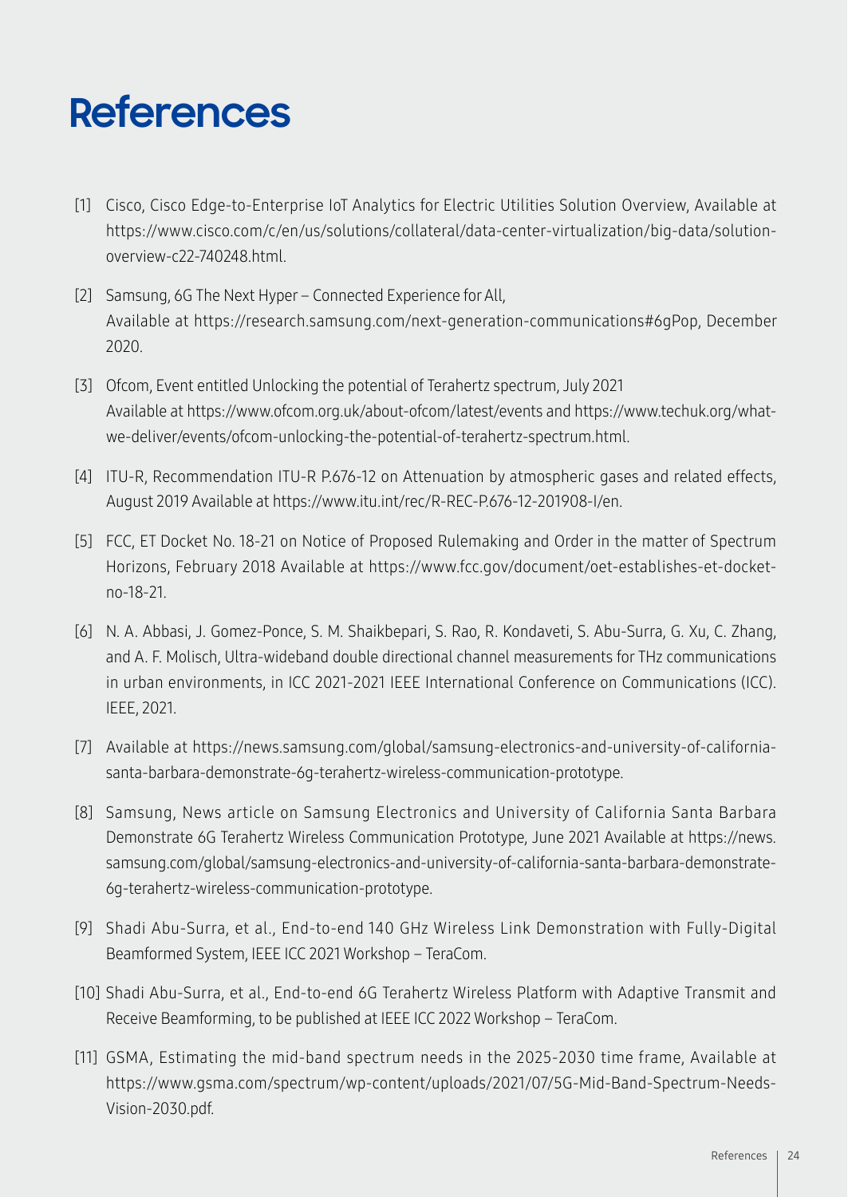# References

[1] Cisco, Cisco Edge-to-Enterprise IoT Analytics for Electric Utilities Solution Overview, Available at https://www.cisco.com/c/en/us/solutions/collateral/data-center-virtualization/big-data/solution-overview-c22-740248.html.

[2] Samsung, 6G The Next Hyper – Connected Experience for All, Available at https://research.samsung.com/next-generation-communications#6gPop, December 2020.

[3] Ofcom, Event entitled Unlocking the potential of Terahertz spectrum, July 2021 Available at https://www.ofcom.org.uk/about-ofcom/latest/events and https://www.techuk.org/what-we-deliver/events/ofcom-unlocking-the-potential-of-terahertz-spectrum.html.

[4] ITU-R, Recommendation ITU-R P.676-12 on Attenuation by atmospheric gases and related effects, August 2019 Available at https://www.itu.int/rec/R-REC-P.676-12-201908-I/en.

[5] FCC, ET Docket No. 18-21 on Notice of Proposed Rulemaking and Order in the matter of Spectrum Horizons, February 2018 Available at https://www.fcc.gov/document/oet-establishes-et-docket-no-18-21.

[6] N. A. Abbasi, J. Gomez-Ponce, S. M. Shaikbepari, S. Rao, R. Kondaveti, S. Abu-Surra, G. Xu, C. Zhang, and A. F. Molisch, Ultra-wideband double directional channel measurements for THz communications in urban environments, in ICC 2021-2021 IEEE International Conference on Communications (ICC). IEEE, 2021.

[7] Available at https://news.samsung.com/global/samsung-electronics-and-university-of-california-santa-barbara-demonstrate-6g-terahertz-wireless-communication-prototype.

[8] Samsung, News article on Samsung Electronics and University of California Santa Barbara Demonstrate 6G Terahertz Wireless Communication Prototype, June 2021 Available at https://news.samsung.com/global/samsung-electronics-and-university-of-california-santa-barbara-demonstrate-6g-terahertz-wireless-communication-prototype.

[9] Shadi Abu-Surra, et al., End-to-end 140 GHz Wireless Link Demonstration with Fully-Digital Beamformed System, IEEE ICC 2021 Workshop – TeraCom.

[10] Shadi Abu-Surra, et al., End-to-end 6G Terahertz Wireless Platform with Adaptive Transmit and Receive Beamforming, to be published at IEEE ICC 2022 Workshop – TeraCom.

[11] GSMA, Estimating the mid-band spectrum needs in the 2025-2030 time frame, Available at https://www.gsma.com/spectrum/wp-content/uploads/2021/07/5G-Mid-Band-Spectrum-Needs-Vision-2030.pdf.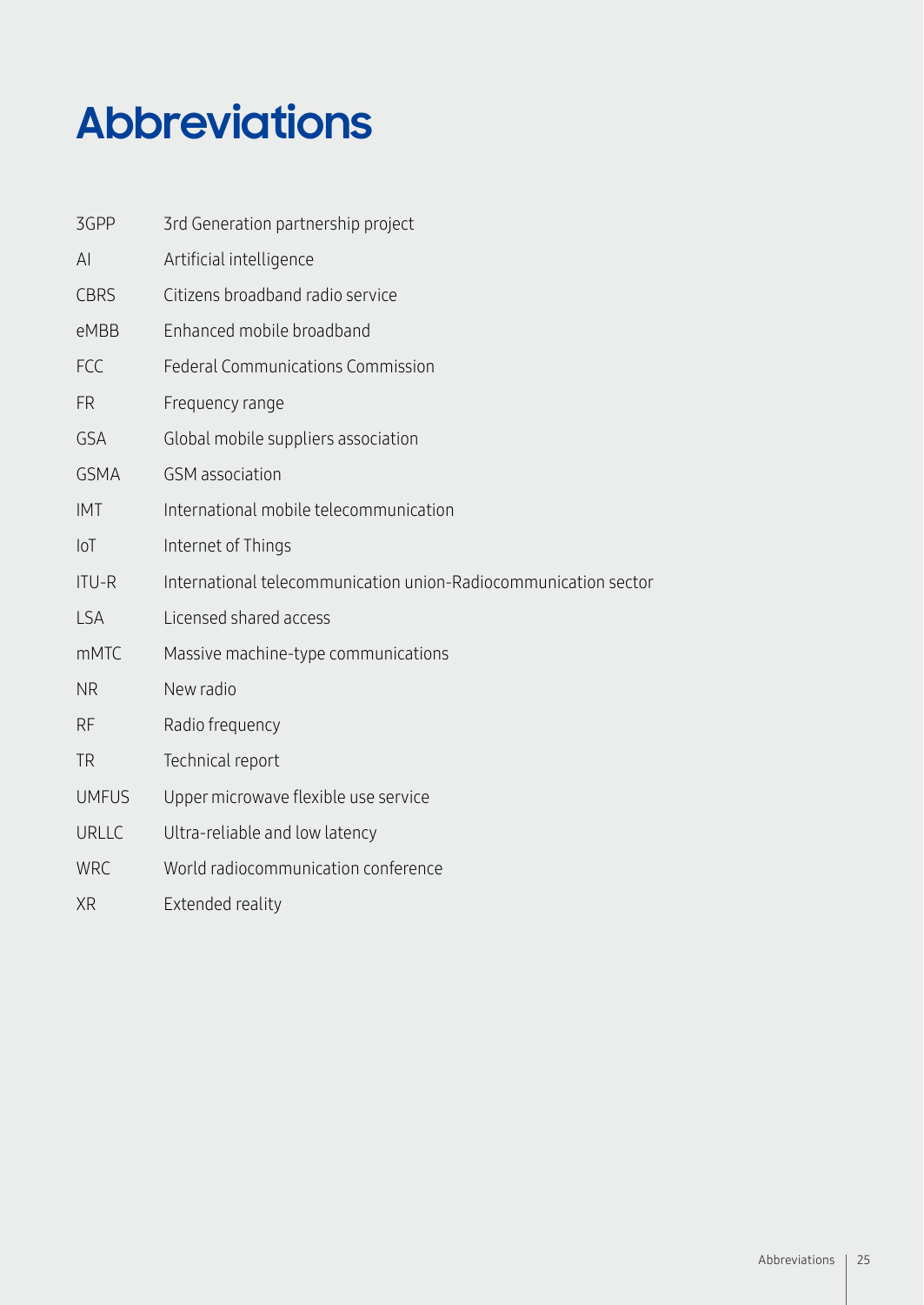# Abbreviations

| | |
|---|---|
| 3GPP | 3rd Generation partnership project |
| AI | Artificial intelligence |
| CBRS | Citizens broadband radio service |
| eMBB | Enhanced mobile broadband |
| FCC | Federal Communications Commission |
| FR | Frequency range |
| GSA | Global mobile suppliers association |
| GSMA | GSM association |
| IMT | International mobile telecommunication |
| IoT | Internet of Things |
| ITU-R | International telecommunication union-Radiocommunication sector |
| LSA | Licensed shared access |
| mMTC | Massive machine-type communications |
| NR | New radio |
| RF | Radio frequency |
| TR | Technical report |
| UMFUS | Upper microwave flexible use service |
| URLLC | Ultra-reliable and low latency |
| WRC | World radiocommunication conference |
| XR | Extended reality |